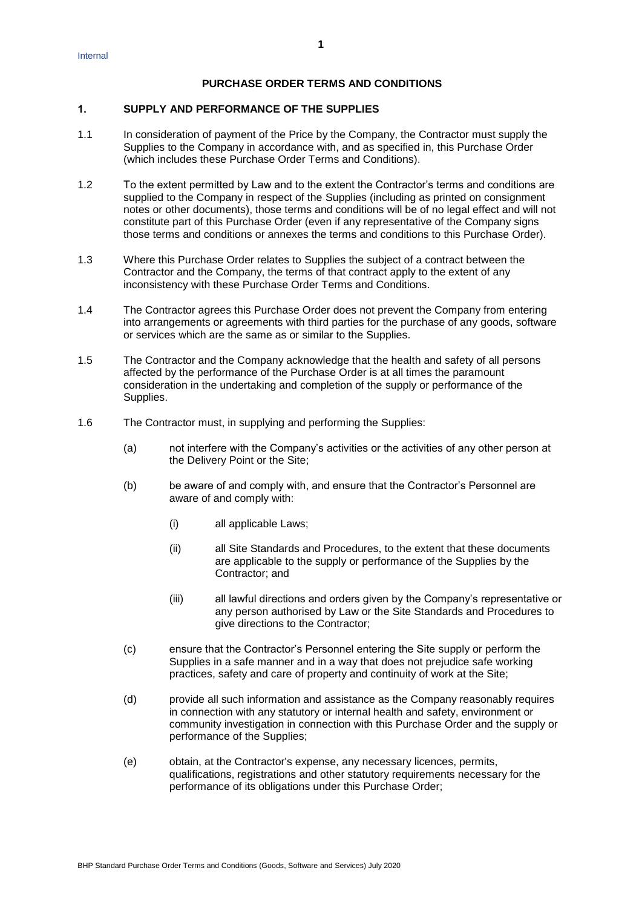# PURCHASE ORDER TERMS AND CONDITIONS

## 1. SUPPLY AND PERFORMANCE OF THE SUPPLIES

1.1 In consideration of payment of the Price by the Company, the Contractor must supply the Supplies to the Company in accordance with, and as specified in, this Purchase Order (which includes these Purchase Order Terms and Conditions).

1.2 To the extent permitted by Law and to the extent the Contractor's terms and conditions are supplied to the Company in respect of the Supplies (including as printed on consignment notes or other documents), those terms and conditions will be of no legal effect and will not constitute part of this Purchase Order (even if any representative of the Company signs those terms and conditions or annexes the terms and conditions to this Purchase Order).

1.3 Where this Purchase Order relates to Supplies the subject of a contract between the Contractor and the Company, the terms of that contract apply to the extent of any inconsistency with these Purchase Order Terms and Conditions.

1.4 The Contractor agrees this Purchase Order does not prevent the Company from entering into arrangements or agreements with third parties for the purchase of any goods, software or services which are the same as or similar to the Supplies.

1.5 The Contractor and the Company acknowledge that the health and safety of all persons affected by the performance of the Purchase Order is at all times the paramount consideration in the undertaking and completion of the supply or performance of the Supplies.

1.6 The Contractor must, in supplying and performing the Supplies:

(a) not interfere with the Company's activities or the activities of any other person at the Delivery Point or the Site;

(b) be aware of and comply with, and ensure that the Contractor's Personnel are aware of and comply with:

(i) all applicable Laws;

(ii) all Site Standards and Procedures, to the extent that these documents are applicable to the supply or performance of the Supplies by the Contractor; and

(iii) all lawful directions and orders given by the Company's representative or any person authorised by Law or the Site Standards and Procedures to give directions to the Contractor;

(c) ensure that the Contractor's Personnel entering the Site supply or perform the Supplies in a safe manner and in a way that does not prejudice safe working practices, safety and care of property and continuity of work at the Site;

(d) provide all such information and assistance as the Company reasonably requires in connection with any statutory or internal health and safety, environment or community investigation in connection with this Purchase Order and the supply or performance of the Supplies;

(e) obtain, at the Contractor's expense, any necessary licences, permits, qualifications, registrations and other statutory requirements necessary for the performance of its obligations under this Purchase Order;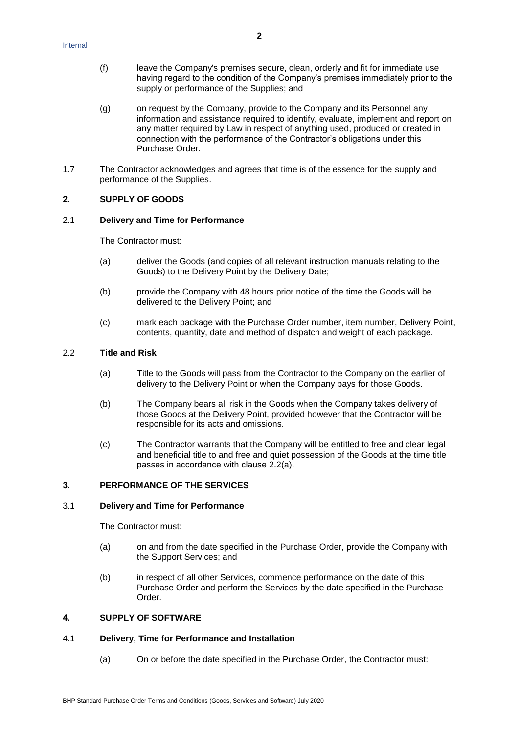(f) leave the Company's premises secure, clean, orderly and fit for immediate use having regard to the condition of the Company's premises immediately prior to the supply or performance of the Supplies; and

(g) on request by the Company, provide to the Company and its Personnel any information and assistance required to identify, evaluate, implement and report on any matter required by Law in respect of anything used, produced or created in connection with the performance of the Contractor's obligations under this Purchase Order.

1.7 The Contractor acknowledges and agrees that time is of the essence for the supply and performance of the Supplies.

## 2. SUPPLY OF GOODS

### 2.1 Delivery and Time for Performance

The Contractor must:

(a) deliver the Goods (and copies of all relevant instruction manuals relating to the Goods) to the Delivery Point by the Delivery Date;

(b) provide the Company with 48 hours prior notice of the time the Goods will be delivered to the Delivery Point; and

(c) mark each package with the Purchase Order number, item number, Delivery Point, contents, quantity, date and method of dispatch and weight of each package.

### 2.2 Title and Risk

(a) Title to the Goods will pass from the Contractor to the Company on the earlier of delivery to the Delivery Point or when the Company pays for those Goods.

(b) The Company bears all risk in the Goods when the Company takes delivery of those Goods at the Delivery Point, provided however that the Contractor will be responsible for its acts and omissions.

(c) The Contractor warrants that the Company will be entitled to free and clear legal and beneficial title to and free and quiet possession of the Goods at the time title passes in accordance with clause 2.2(a).

## 3. PERFORMANCE OF THE SERVICES

### 3.1 Delivery and Time for Performance

The Contractor must:

(a) on and from the date specified in the Purchase Order, provide the Company with the Support Services; and

(b) in respect of all other Services, commence performance on the date of this Purchase Order and perform the Services by the date specified in the Purchase Order.

## 4. SUPPLY OF SOFTWARE

### 4.1 Delivery, Time for Performance and Installation

(a) On or before the date specified in the Purchase Order, the Contractor must: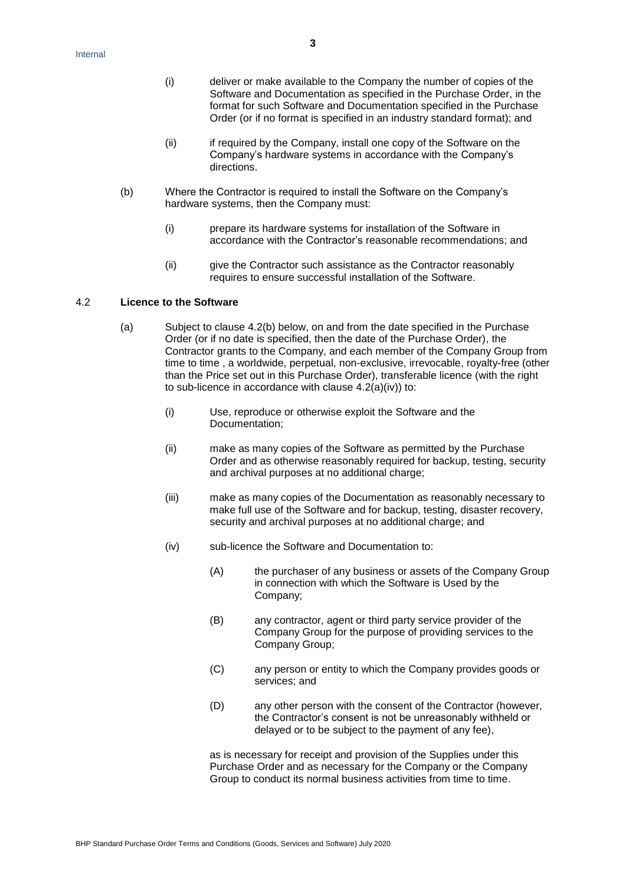(i) deliver or make available to the Company the number of copies of the Software and Documentation as specified in the Purchase Order, in the format for such Software and Documentation specified in the Purchase Order (or if no format is specified in an industry standard format); and

(ii) if required by the Company, install one copy of the Software on the Company's hardware systems in accordance with the Company's directions.

(b) Where the Contractor is required to install the Software on the Company's hardware systems, then the Company must:

(i) prepare its hardware systems for installation of the Software in accordance with the Contractor's reasonable recommendations; and

(ii) give the Contractor such assistance as the Contractor reasonably requires to ensure successful installation of the Software.

4.2 **Licence to the Software**

(a) Subject to clause 4.2(b) below, on and from the date specified in the Purchase Order (or if no date is specified, then the date of the Purchase Order), the Contractor grants to the Company, and each member of the Company Group from time to time , a worldwide, perpetual, non-exclusive, irrevocable, royalty-free (other than the Price set out in this Purchase Order), transferable licence (with the right to sub-licence in accordance with clause 4.2(a)(iv)) to:

(i) Use, reproduce or otherwise exploit the Software and the Documentation;

(ii) make as many copies of the Software as permitted by the Purchase Order and as otherwise reasonably required for backup, testing, security and archival purposes at no additional charge;

(iii) make as many copies of the Documentation as reasonably necessary to make full use of the Software and for backup, testing, disaster recovery, security and archival purposes at no additional charge; and

(iv) sub-licence the Software and Documentation to:

(A) the purchaser of any business or assets of the Company Group in connection with which the Software is Used by the Company;

(B) any contractor, agent or third party service provider of the Company Group for the purpose of providing services to the Company Group;

(C) any person or entity to which the Company provides goods or services; and

(D) any other person with the consent of the Contractor (however, the Contractor's consent is not be unreasonably withheld or delayed or to be subject to the payment of any fee),

as is necessary for receipt and provision of the Supplies under this Purchase Order and as necessary for the Company or the Company Group to conduct its normal business activities from time to time.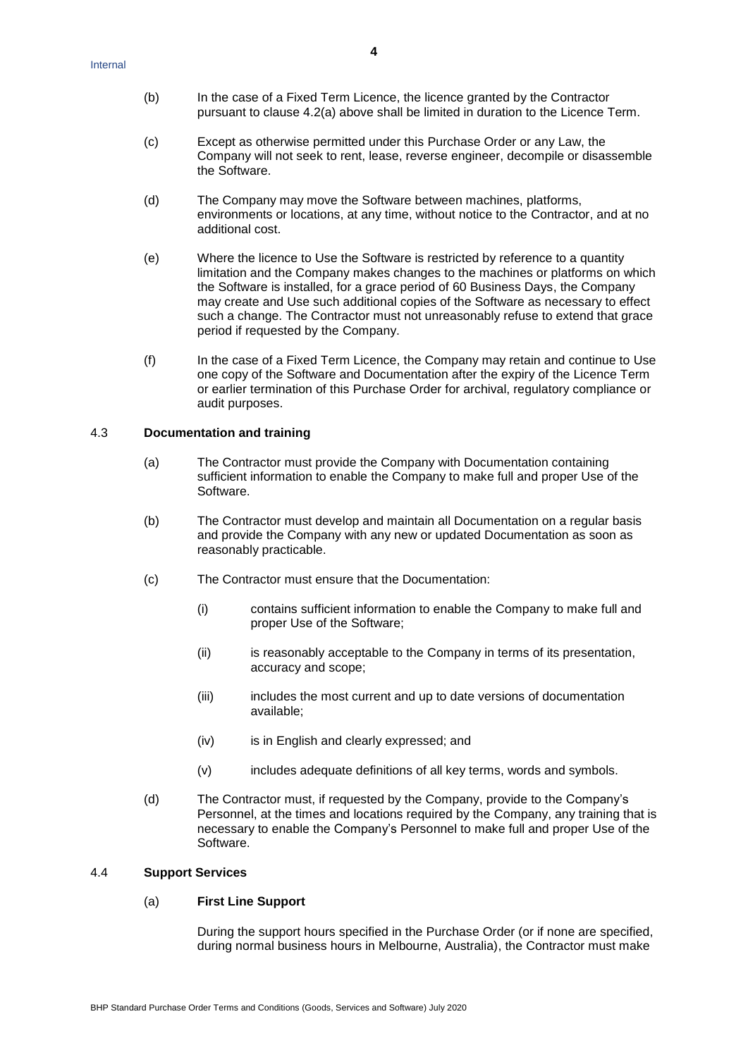(b) In the case of a Fixed Term Licence, the licence granted by the Contractor pursuant to clause 4.2(a) above shall be limited in duration to the Licence Term.

(c) Except as otherwise permitted under this Purchase Order or any Law, the Company will not seek to rent, lease, reverse engineer, decompile or disassemble the Software.

(d) The Company may move the Software between machines, platforms, environments or locations, at any time, without notice to the Contractor, and at no additional cost.

(e) Where the licence to Use the Software is restricted by reference to a quantity limitation and the Company makes changes to the machines or platforms on which the Software is installed, for a grace period of 60 Business Days, the Company may create and Use such additional copies of the Software as necessary to effect such a change. The Contractor must not unreasonably refuse to extend that grace period if requested by the Company.

(f) In the case of a Fixed Term Licence, the Company may retain and continue to Use one copy of the Software and Documentation after the expiry of the Licence Term or earlier termination of this Purchase Order for archival, regulatory compliance or audit purposes.

### 4.3 Documentation and training

(a) The Contractor must provide the Company with Documentation containing sufficient information to enable the Company to make full and proper Use of the Software.

(b) The Contractor must develop and maintain all Documentation on a regular basis and provide the Company with any new or updated Documentation as soon as reasonably practicable.

(c) The Contractor must ensure that the Documentation:

(i) contains sufficient information to enable the Company to make full and proper Use of the Software;

(ii) is reasonably acceptable to the Company in terms of its presentation, accuracy and scope;

(iii) includes the most current and up to date versions of documentation available;

(iv) is in English and clearly expressed; and

(v) includes adequate definitions of all key terms, words and symbols.

(d) The Contractor must, if requested by the Company, provide to the Company's Personnel, at the times and locations required by the Company, any training that is necessary to enable the Company's Personnel to make full and proper Use of the Software.

### 4.4 Support Services

(a) **First Line Support**

During the support hours specified in the Purchase Order (or if none are specified, during normal business hours in Melbourne, Australia), the Contractor must make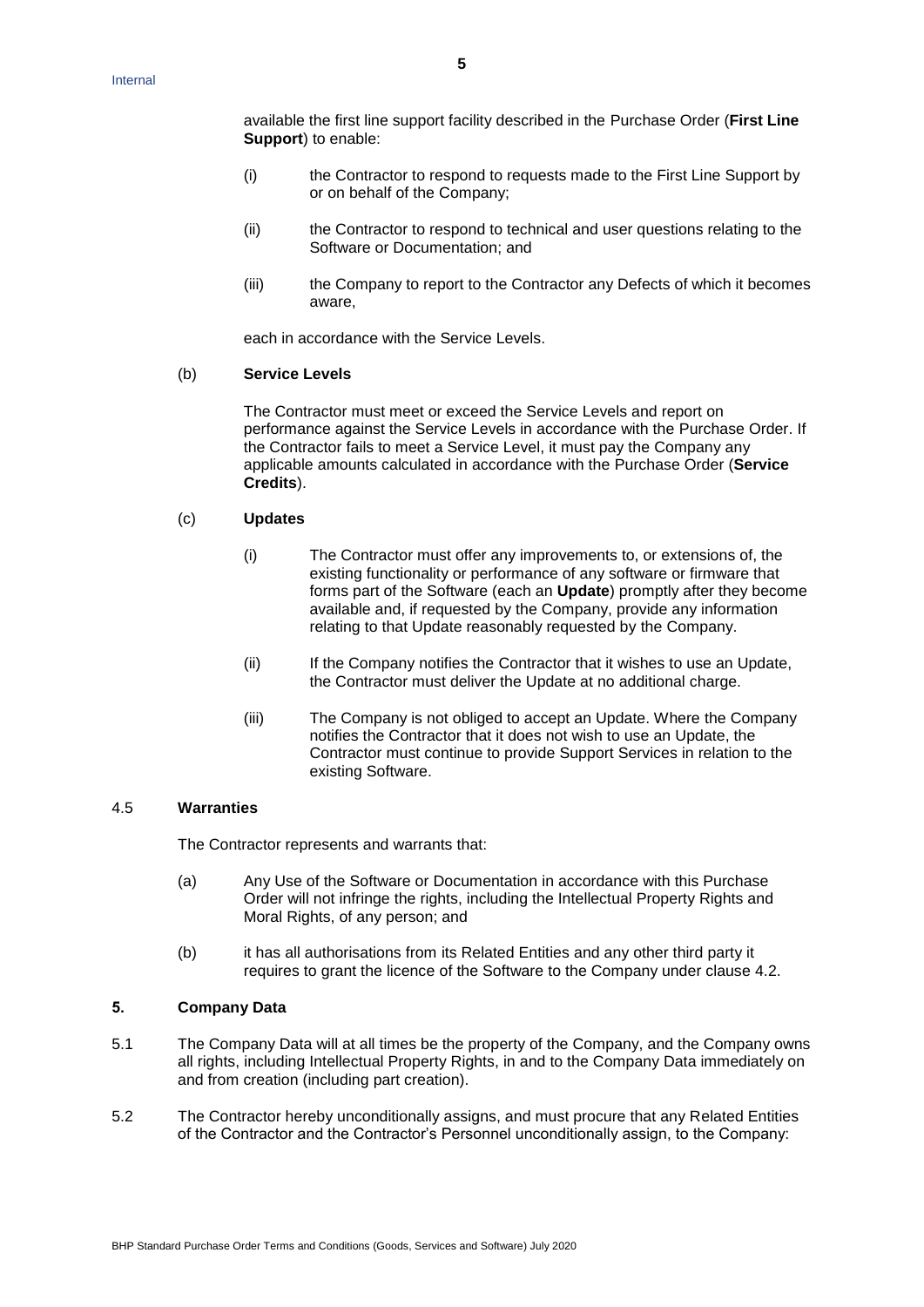available the first line support facility described in the Purchase Order (**First Line Support**) to enable:

(i) the Contractor to respond to requests made to the First Line Support by or on behalf of the Company;

(ii) the Contractor to respond to technical and user questions relating to the Software or Documentation; and

(iii) the Company to report to the Contractor any Defects of which it becomes aware,

each in accordance with the Service Levels.

(b) **Service Levels**

The Contractor must meet or exceed the Service Levels and report on performance against the Service Levels in accordance with the Purchase Order. If the Contractor fails to meet a Service Level, it must pay the Company any applicable amounts calculated in accordance with the Purchase Order (**Service Credits**).

(c) **Updates**

(i) The Contractor must offer any improvements to, or extensions of, the existing functionality or performance of any software or firmware that forms part of the Software (each an **Update**) promptly after they become available and, if requested by the Company, provide any information relating to that Update reasonably requested by the Company.

(ii) If the Company notifies the Contractor that it wishes to use an Update, the Contractor must deliver the Update at no additional charge.

(iii) The Company is not obliged to accept an Update. Where the Company notifies the Contractor that it does not wish to use an Update, the Contractor must continue to provide Support Services in relation to the existing Software.

4.5 **Warranties**

The Contractor represents and warrants that:

(a) Any Use of the Software or Documentation in accordance with this Purchase Order will not infringe the rights, including the Intellectual Property Rights and Moral Rights, of any person; and

(b) it has all authorisations from its Related Entities and any other third party it requires to grant the licence of the Software to the Company under clause 4.2.

## 5. Company Data

5.1 The Company Data will at all times be the property of the Company, and the Company owns all rights, including Intellectual Property Rights, in and to the Company Data immediately on and from creation (including part creation).

5.2 The Contractor hereby unconditionally assigns, and must procure that any Related Entities of the Contractor and the Contractor's Personnel unconditionally assign, to the Company: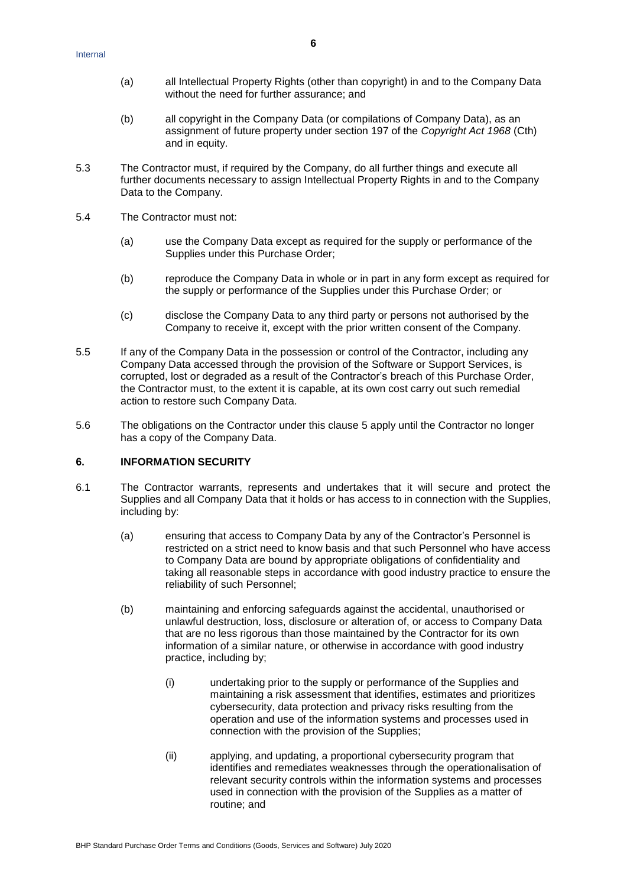(a) all Intellectual Property Rights (other than copyright) in and to the Company Data without the need for further assurance; and

(b) all copyright in the Company Data (or compilations of Company Data), as an assignment of future property under section 197 of the *Copyright Act 1968* (Cth) and in equity.

5.3 The Contractor must, if required by the Company, do all further things and execute all further documents necessary to assign Intellectual Property Rights in and to the Company Data to the Company.

5.4 The Contractor must not:

(a) use the Company Data except as required for the supply or performance of the Supplies under this Purchase Order;

(b) reproduce the Company Data in whole or in part in any form except as required for the supply or performance of the Supplies under this Purchase Order; or

(c) disclose the Company Data to any third party or persons not authorised by the Company to receive it, except with the prior written consent of the Company.

5.5 If any of the Company Data in the possession or control of the Contractor, including any Company Data accessed through the provision of the Software or Support Services, is corrupted, lost or degraded as a result of the Contractor's breach of this Purchase Order, the Contractor must, to the extent it is capable, at its own cost carry out such remedial action to restore such Company Data.

5.6 The obligations on the Contractor under this clause 5 apply until the Contractor no longer has a copy of the Company Data.

## 6. INFORMATION SECURITY

6.1 The Contractor warrants, represents and undertakes that it will secure and protect the Supplies and all Company Data that it holds or has access to in connection with the Supplies, including by:

(a) ensuring that access to Company Data by any of the Contractor's Personnel is restricted on a strict need to know basis and that such Personnel who have access to Company Data are bound by appropriate obligations of confidentiality and taking all reasonable steps in accordance with good industry practice to ensure the reliability of such Personnel;

(b) maintaining and enforcing safeguards against the accidental, unauthorised or unlawful destruction, loss, disclosure or alteration of, or access to Company Data that are no less rigorous than those maintained by the Contractor for its own information of a similar nature, or otherwise in accordance with good industry practice, including by;

(i) undertaking prior to the supply or performance of the Supplies and maintaining a risk assessment that identifies, estimates and prioritizes cybersecurity, data protection and privacy risks resulting from the operation and use of the information systems and processes used in connection with the provision of the Supplies;

(ii) applying, and updating, a proportional cybersecurity program that identifies and remediates weaknesses through the operationalisation of relevant security controls within the information systems and processes used in connection with the provision of the Supplies as a matter of routine; and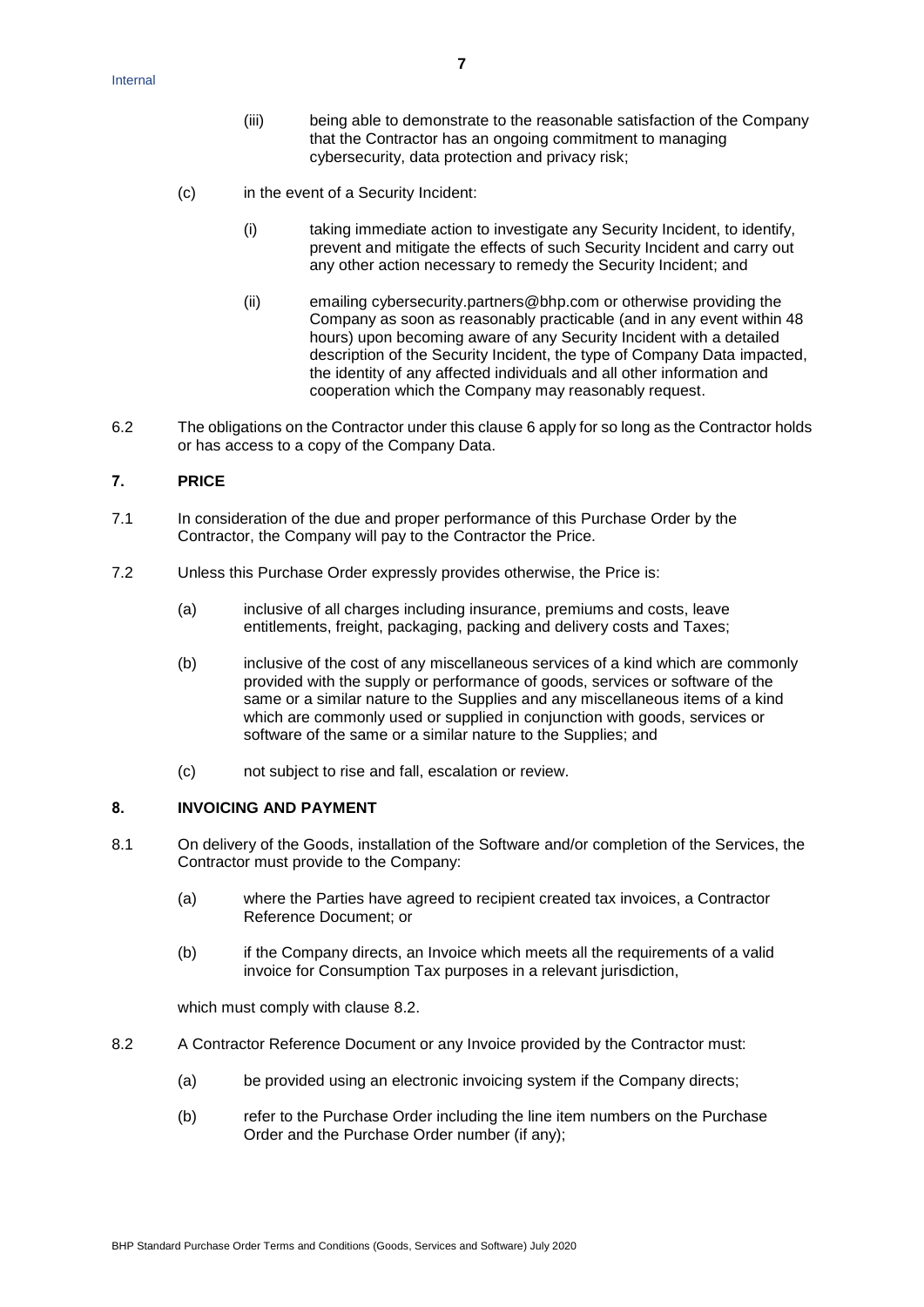(iii) being able to demonstrate to the reasonable satisfaction of the Company that the Contractor has an ongoing commitment to managing cybersecurity, data protection and privacy risk;

(c) in the event of a Security Incident:

(i) taking immediate action to investigate any Security Incident, to identify, prevent and mitigate the effects of such Security Incident and carry out any other action necessary to remedy the Security Incident; and

(ii) emailing cybersecurity.partners@bhp.com or otherwise providing the Company as soon as reasonably practicable (and in any event within 48 hours) upon becoming aware of any Security Incident with a detailed description of the Security Incident, the type of Company Data impacted, the identity of any affected individuals and all other information and cooperation which the Company may reasonably request.

6.2 The obligations on the Contractor under this clause 6 apply for so long as the Contractor holds or has access to a copy of the Company Data.

## 7. PRICE

7.1 In consideration of the due and proper performance of this Purchase Order by the Contractor, the Company will pay to the Contractor the Price.

7.2 Unless this Purchase Order expressly provides otherwise, the Price is:

(a) inclusive of all charges including insurance, premiums and costs, leave entitlements, freight, packaging, packing and delivery costs and Taxes;

(b) inclusive of the cost of any miscellaneous services of a kind which are commonly provided with the supply or performance of goods, services or software of the same or a similar nature to the Supplies and any miscellaneous items of a kind which are commonly used or supplied in conjunction with goods, services or software of the same or a similar nature to the Supplies; and

(c) not subject to rise and fall, escalation or review.

## 8. INVOICING AND PAYMENT

8.1 On delivery of the Goods, installation of the Software and/or completion of the Services, the Contractor must provide to the Company:

(a) where the Parties have agreed to recipient created tax invoices, a Contractor Reference Document; or

(b) if the Company directs, an Invoice which meets all the requirements of a valid invoice for Consumption Tax purposes in a relevant jurisdiction,

which must comply with clause 8.2.

8.2 A Contractor Reference Document or any Invoice provided by the Contractor must:

(a) be provided using an electronic invoicing system if the Company directs;

(b) refer to the Purchase Order including the line item numbers on the Purchase Order and the Purchase Order number (if any);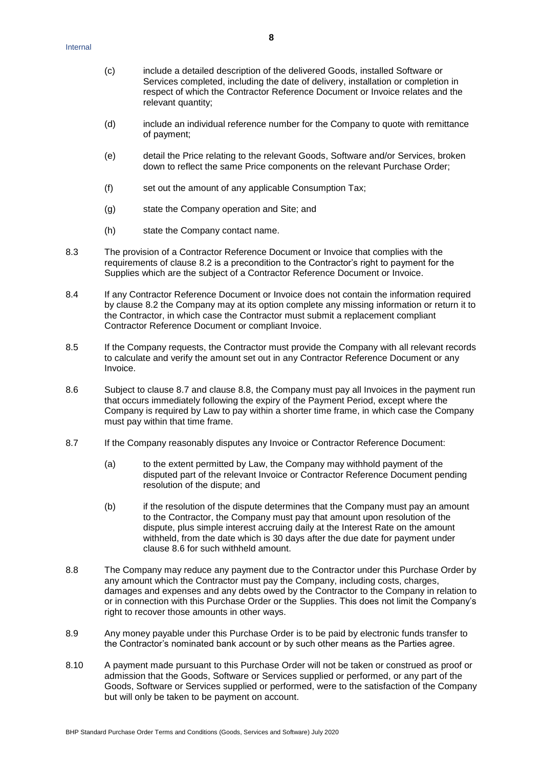(c) include a detailed description of the delivered Goods, installed Software or Services completed, including the date of delivery, installation or completion in respect of which the Contractor Reference Document or Invoice relates and the relevant quantity;

(d) include an individual reference number for the Company to quote with remittance of payment;

(e) detail the Price relating to the relevant Goods, Software and/or Services, broken down to reflect the same Price components on the relevant Purchase Order;

(f) set out the amount of any applicable Consumption Tax;

(g) state the Company operation and Site; and

(h) state the Company contact name.

8.3 The provision of a Contractor Reference Document or Invoice that complies with the requirements of clause 8.2 is a precondition to the Contractor's right to payment for the Supplies which are the subject of a Contractor Reference Document or Invoice.

8.4 If any Contractor Reference Document or Invoice does not contain the information required by clause 8.2 the Company may at its option complete any missing information or return it to the Contractor, in which case the Contractor must submit a replacement compliant Contractor Reference Document or compliant Invoice.

8.5 If the Company requests, the Contractor must provide the Company with all relevant records to calculate and verify the amount set out in any Contractor Reference Document or any Invoice.

8.6 Subject to clause 8.7 and clause 8.8, the Company must pay all Invoices in the payment run that occurs immediately following the expiry of the Payment Period, except where the Company is required by Law to pay within a shorter time frame, in which case the Company must pay within that time frame.

8.7 If the Company reasonably disputes any Invoice or Contractor Reference Document:

(a) to the extent permitted by Law, the Company may withhold payment of the disputed part of the relevant Invoice or Contractor Reference Document pending resolution of the dispute; and

(b) if the resolution of the dispute determines that the Company must pay an amount to the Contractor, the Company must pay that amount upon resolution of the dispute, plus simple interest accruing daily at the Interest Rate on the amount withheld, from the date which is 30 days after the due date for payment under clause 8.6 for such withheld amount.

8.8 The Company may reduce any payment due to the Contractor under this Purchase Order by any amount which the Contractor must pay the Company, including costs, charges, damages and expenses and any debts owed by the Contractor to the Company in relation to or in connection with this Purchase Order or the Supplies. This does not limit the Company's right to recover those amounts in other ways.

8.9 Any money payable under this Purchase Order is to be paid by electronic funds transfer to the Contractor's nominated bank account or by such other means as the Parties agree.

8.10 A payment made pursuant to this Purchase Order will not be taken or construed as proof or admission that the Goods, Software or Services supplied or performed, or any part of the Goods, Software or Services supplied or performed, were to the satisfaction of the Company but will only be taken to be payment on account.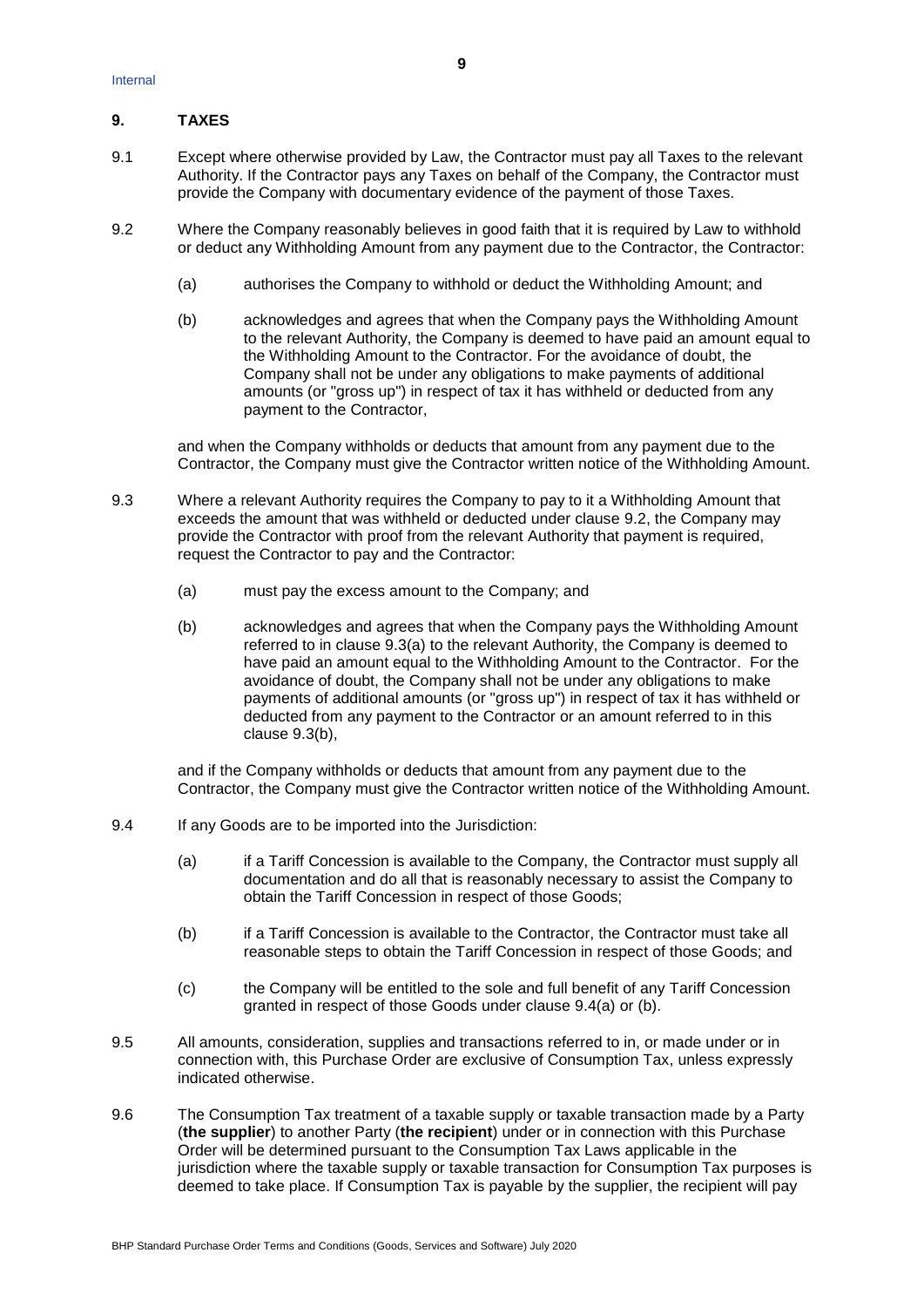## 9. TAXES

9.1 Except where otherwise provided by Law, the Contractor must pay all Taxes to the relevant Authority. If the Contractor pays any Taxes on behalf of the Company, the Contractor must provide the Company with documentary evidence of the payment of those Taxes.

9.2 Where the Company reasonably believes in good faith that it is required by Law to withhold or deduct any Withholding Amount from any payment due to the Contractor, the Contractor:

(a) authorises the Company to withhold or deduct the Withholding Amount; and

(b) acknowledges and agrees that when the Company pays the Withholding Amount to the relevant Authority, the Company is deemed to have paid an amount equal to the Withholding Amount to the Contractor. For the avoidance of doubt, the Company shall not be under any obligations to make payments of additional amounts (or "gross up") in respect of tax it has withheld or deducted from any payment to the Contractor,

and when the Company withholds or deducts that amount from any payment due to the Contractor, the Company must give the Contractor written notice of the Withholding Amount.

9.3 Where a relevant Authority requires the Company to pay to it a Withholding Amount that exceeds the amount that was withheld or deducted under clause 9.2, the Company may provide the Contractor with proof from the relevant Authority that payment is required, request the Contractor to pay and the Contractor:

(a) must pay the excess amount to the Company; and

(b) acknowledges and agrees that when the Company pays the Withholding Amount referred to in clause 9.3(a) to the relevant Authority, the Company is deemed to have paid an amount equal to the Withholding Amount to the Contractor. For the avoidance of doubt, the Company shall not be under any obligations to make payments of additional amounts (or "gross up") in respect of tax it has withheld or deducted from any payment to the Contractor or an amount referred to in this clause 9.3(b),

and if the Company withholds or deducts that amount from any payment due to the Contractor, the Company must give the Contractor written notice of the Withholding Amount.

9.4 If any Goods are to be imported into the Jurisdiction:

(a) if a Tariff Concession is available to the Company, the Contractor must supply all documentation and do all that is reasonably necessary to assist the Company to obtain the Tariff Concession in respect of those Goods;

(b) if a Tariff Concession is available to the Contractor, the Contractor must take all reasonable steps to obtain the Tariff Concession in respect of those Goods; and

(c) the Company will be entitled to the sole and full benefit of any Tariff Concession granted in respect of those Goods under clause 9.4(a) or (b).

9.5 All amounts, consideration, supplies and transactions referred to in, or made under or in connection with, this Purchase Order are exclusive of Consumption Tax, unless expressly indicated otherwise.

9.6 The Consumption Tax treatment of a taxable supply or taxable transaction made by a Party (**the supplier**) to another Party (**the recipient**) under or in connection with this Purchase Order will be determined pursuant to the Consumption Tax Laws applicable in the jurisdiction where the taxable supply or taxable transaction for Consumption Tax purposes is deemed to take place. If Consumption Tax is payable by the supplier, the recipient will pay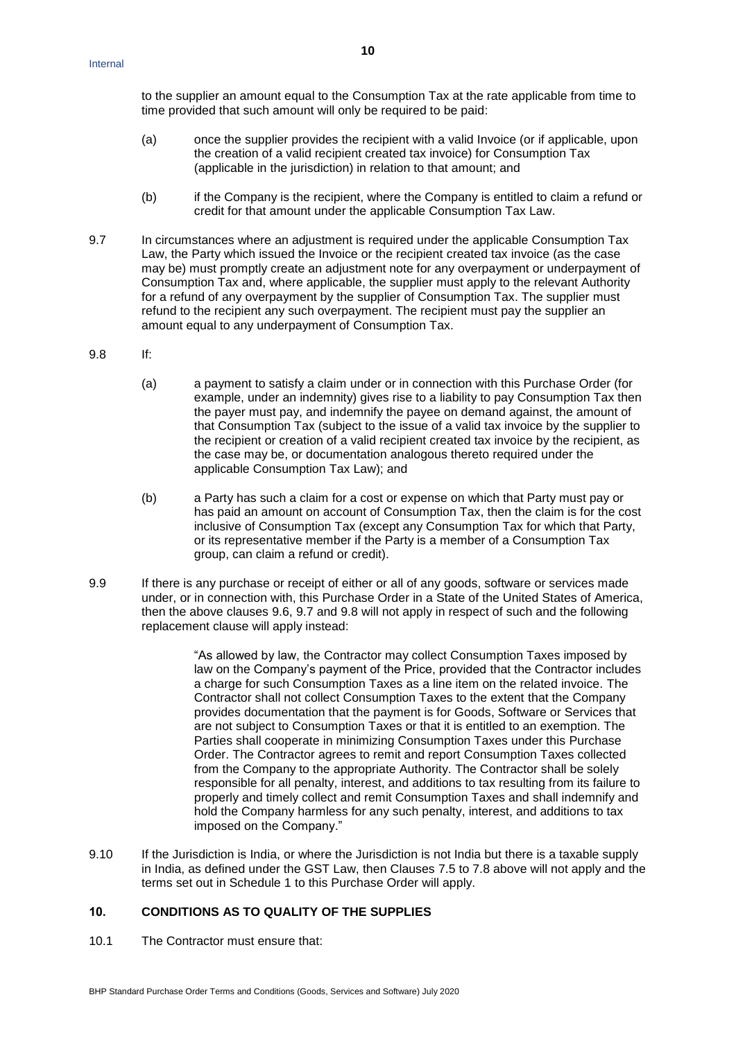to the supplier an amount equal to the Consumption Tax at the rate applicable from time to time provided that such amount will only be required to be paid:

(a) once the supplier provides the recipient with a valid Invoice (or if applicable, upon the creation of a valid recipient created tax invoice) for Consumption Tax (applicable in the jurisdiction) in relation to that amount; and

(b) if the Company is the recipient, where the Company is entitled to claim a refund or credit for that amount under the applicable Consumption Tax Law.

9.7 In circumstances where an adjustment is required under the applicable Consumption Tax Law, the Party which issued the Invoice or the recipient created tax invoice (as the case may be) must promptly create an adjustment note for any overpayment or underpayment of Consumption Tax and, where applicable, the supplier must apply to the relevant Authority for a refund of any overpayment by the supplier of Consumption Tax. The supplier must refund to the recipient any such overpayment. The recipient must pay the supplier an amount equal to any underpayment of Consumption Tax.

9.8 If:

(a) a payment to satisfy a claim under or in connection with this Purchase Order (for example, under an indemnity) gives rise to a liability to pay Consumption Tax then the payer must pay, and indemnify the payee on demand against, the amount of that Consumption Tax (subject to the issue of a valid tax invoice by the supplier to the recipient or creation of a valid recipient created tax invoice by the recipient, as the case may be, or documentation analogous thereto required under the applicable Consumption Tax Law); and

(b) a Party has such a claim for a cost or expense on which that Party must pay or has paid an amount on account of Consumption Tax, then the claim is for the cost inclusive of Consumption Tax (except any Consumption Tax for which that Party, or its representative member if the Party is a member of a Consumption Tax group, can claim a refund or credit).

9.9 If there is any purchase or receipt of either or all of any goods, software or services made under, or in connection with, this Purchase Order in a State of the United States of America, then the above clauses 9.6, 9.7 and 9.8 will not apply in respect of such and the following replacement clause will apply instead:

> "As allowed by law, the Contractor may collect Consumption Taxes imposed by law on the Company's payment of the Price, provided that the Contractor includes a charge for such Consumption Taxes as a line item on the related invoice. The Contractor shall not collect Consumption Taxes to the extent that the Company provides documentation that the payment is for Goods, Software or Services that are not subject to Consumption Taxes or that it is entitled to an exemption. The Parties shall cooperate in minimizing Consumption Taxes under this Purchase Order. The Contractor agrees to remit and report Consumption Taxes collected from the Company to the appropriate Authority. The Contractor shall be solely responsible for all penalty, interest, and additions to tax resulting from its failure to properly and timely collect and remit Consumption Taxes and shall indemnify and hold the Company harmless for any such penalty, interest, and additions to tax imposed on the Company."

9.10 If the Jurisdiction is India, or where the Jurisdiction is not India but there is a taxable supply in India, as defined under the GST Law, then Clauses 7.5 to 7.8 above will not apply and the terms set out in Schedule 1 to this Purchase Order will apply.

## 10. CONDITIONS AS TO QUALITY OF THE SUPPLIES

10.1 The Contractor must ensure that: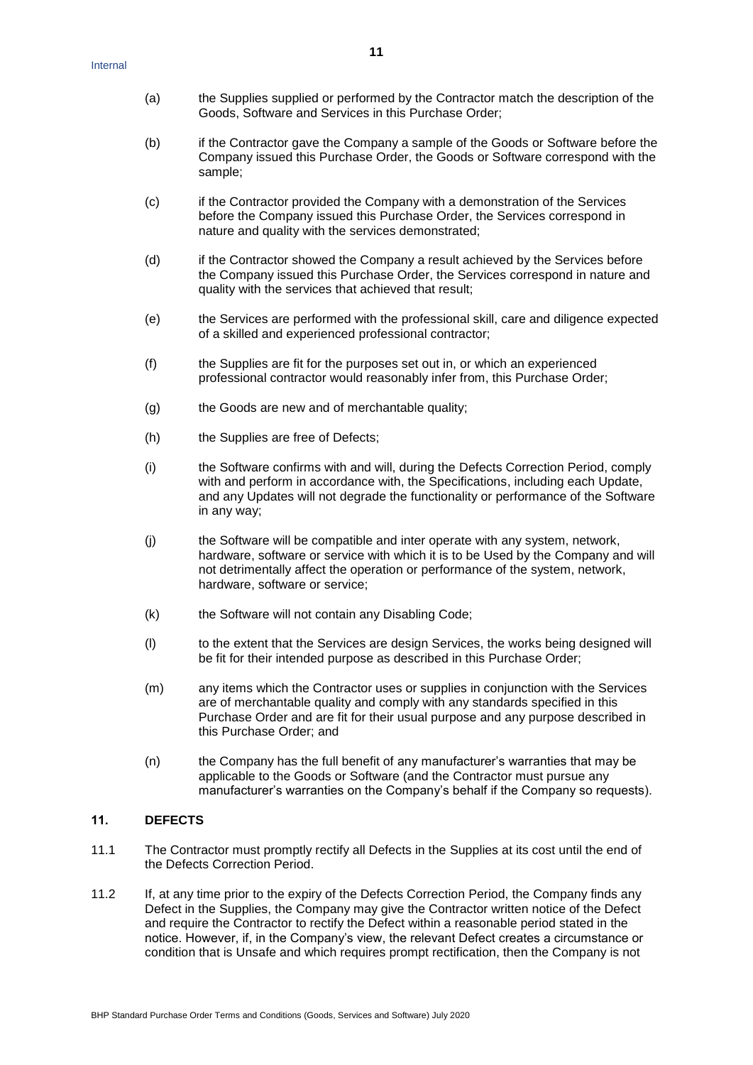(a) the Supplies supplied or performed by the Contractor match the description of the Goods, Software and Services in this Purchase Order;

(b) if the Contractor gave the Company a sample of the Goods or Software before the Company issued this Purchase Order, the Goods or Software correspond with the sample;

(c) if the Contractor provided the Company with a demonstration of the Services before the Company issued this Purchase Order, the Services correspond in nature and quality with the services demonstrated;

(d) if the Contractor showed the Company a result achieved by the Services before the Company issued this Purchase Order, the Services correspond in nature and quality with the services that achieved that result;

(e) the Services are performed with the professional skill, care and diligence expected of a skilled and experienced professional contractor;

(f) the Supplies are fit for the purposes set out in, or which an experienced professional contractor would reasonably infer from, this Purchase Order;

(g) the Goods are new and of merchantable quality;

(h) the Supplies are free of Defects;

(i) the Software confirms with and will, during the Defects Correction Period, comply with and perform in accordance with, the Specifications, including each Update, and any Updates will not degrade the functionality or performance of the Software in any way;

(j) the Software will be compatible and inter operate with any system, network, hardware, software or service with which it is to be Used by the Company and will not detrimentally affect the operation or performance of the system, network, hardware, software or service;

(k) the Software will not contain any Disabling Code;

(l) to the extent that the Services are design Services, the works being designed will be fit for their intended purpose as described in this Purchase Order;

(m) any items which the Contractor uses or supplies in conjunction with the Services are of merchantable quality and comply with any standards specified in this Purchase Order and are fit for their usual purpose and any purpose described in this Purchase Order; and

(n) the Company has the full benefit of any manufacturer's warranties that may be applicable to the Goods or Software (and the Contractor must pursue any manufacturer's warranties on the Company's behalf if the Company so requests).

## 11. DEFECTS

11.1 The Contractor must promptly rectify all Defects in the Supplies at its cost until the end of the Defects Correction Period.

11.2 If, at any time prior to the expiry of the Defects Correction Period, the Company finds any Defect in the Supplies, the Company may give the Contractor written notice of the Defect and require the Contractor to rectify the Defect within a reasonable period stated in the notice. However, if, in the Company's view, the relevant Defect creates a circumstance or condition that is Unsafe and which requires prompt rectification, then the Company is not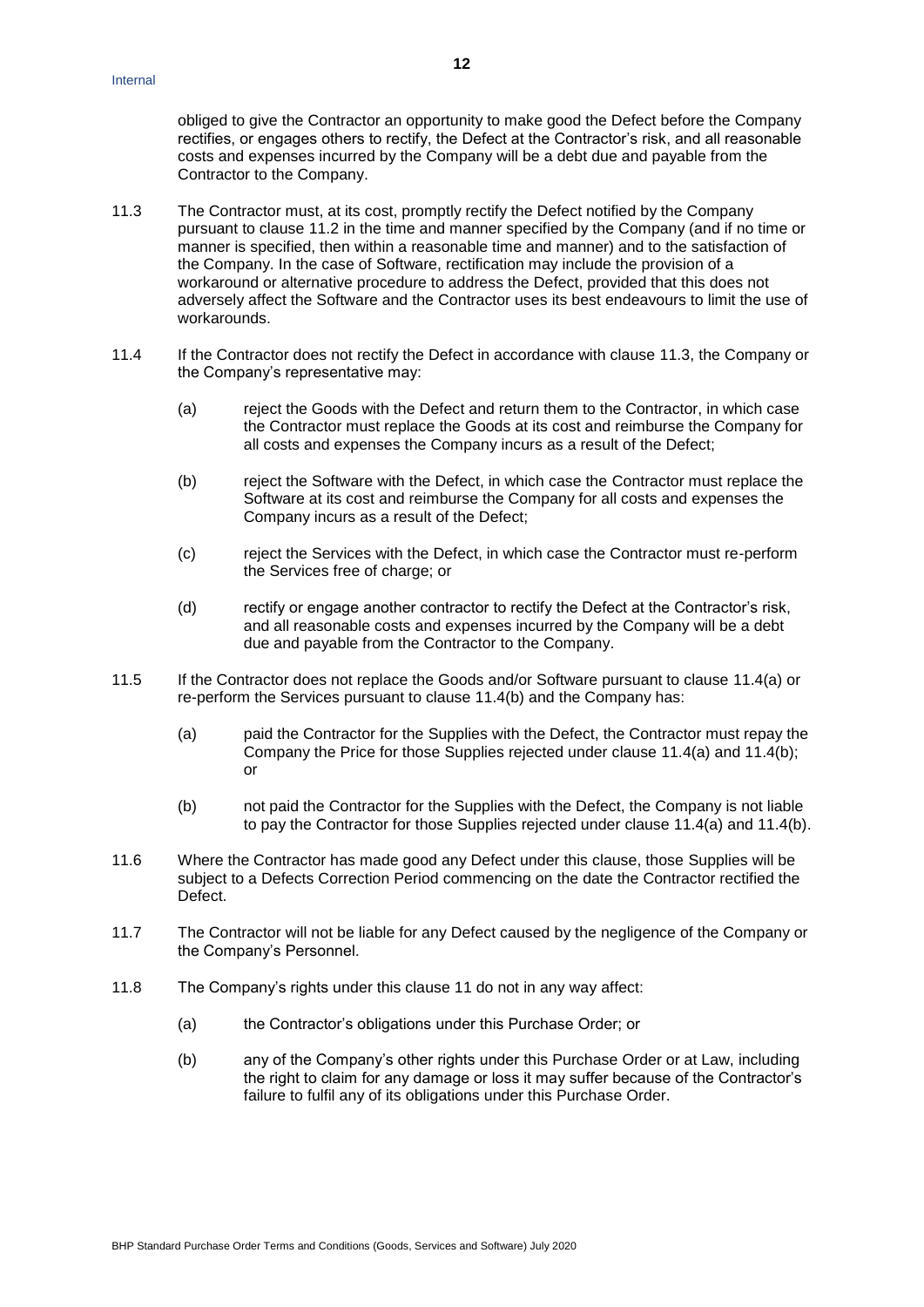obliged to give the Contractor an opportunity to make good the Defect before the Company rectifies, or engages others to rectify, the Defect at the Contractor's risk, and all reasonable costs and expenses incurred by the Company will be a debt due and payable from the Contractor to the Company.

11.3 The Contractor must, at its cost, promptly rectify the Defect notified by the Company pursuant to clause 11.2 in the time and manner specified by the Company (and if no time or manner is specified, then within a reasonable time and manner) and to the satisfaction of the Company. In the case of Software, rectification may include the provision of a workaround or alternative procedure to address the Defect, provided that this does not adversely affect the Software and the Contractor uses its best endeavours to limit the use of workarounds.

11.4 If the Contractor does not rectify the Defect in accordance with clause 11.3, the Company or the Company's representative may:

(a) reject the Goods with the Defect and return them to the Contractor, in which case the Contractor must replace the Goods at its cost and reimburse the Company for all costs and expenses the Company incurs as a result of the Defect;

(b) reject the Software with the Defect, in which case the Contractor must replace the Software at its cost and reimburse the Company for all costs and expenses the Company incurs as a result of the Defect;

(c) reject the Services with the Defect, in which case the Contractor must re-perform the Services free of charge; or

(d) rectify or engage another contractor to rectify the Defect at the Contractor's risk, and all reasonable costs and expenses incurred by the Company will be a debt due and payable from the Contractor to the Company.

11.5 If the Contractor does not replace the Goods and/or Software pursuant to clause 11.4(a) or re-perform the Services pursuant to clause 11.4(b) and the Company has:

(a) paid the Contractor for the Supplies with the Defect, the Contractor must repay the Company the Price for those Supplies rejected under clause 11.4(a) and 11.4(b); or

(b) not paid the Contractor for the Supplies with the Defect, the Company is not liable to pay the Contractor for those Supplies rejected under clause 11.4(a) and 11.4(b).

11.6 Where the Contractor has made good any Defect under this clause, those Supplies will be subject to a Defects Correction Period commencing on the date the Contractor rectified the Defect.

11.7 The Contractor will not be liable for any Defect caused by the negligence of the Company or the Company's Personnel.

11.8 The Company's rights under this clause 11 do not in any way affect:

(a) the Contractor's obligations under this Purchase Order; or

(b) any of the Company's other rights under this Purchase Order or at Law, including the right to claim for any damage or loss it may suffer because of the Contractor's failure to fulfil any of its obligations under this Purchase Order.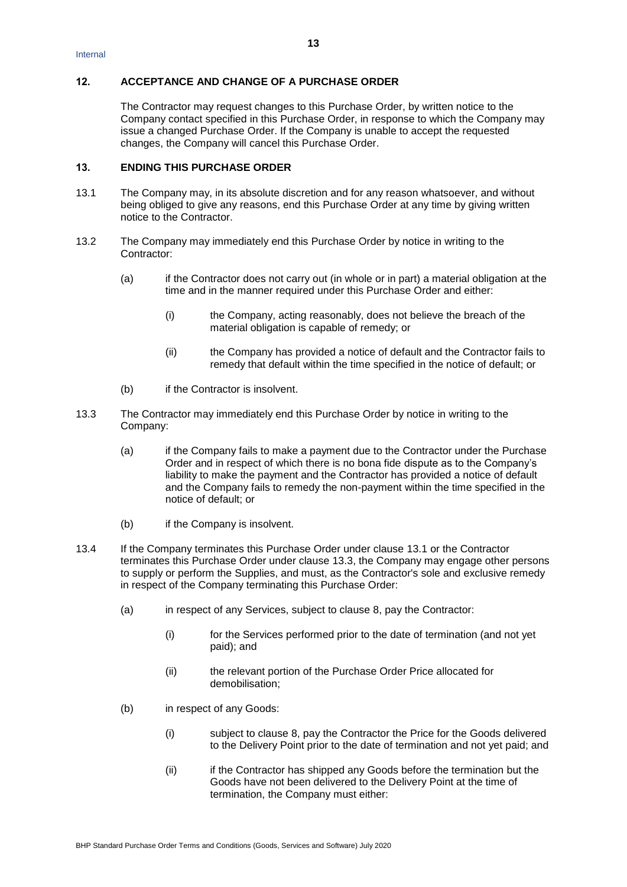## 12. ACCEPTANCE AND CHANGE OF A PURCHASE ORDER

The Contractor may request changes to this Purchase Order, by written notice to the Company contact specified in this Purchase Order, in response to which the Company may issue a changed Purchase Order. If the Company is unable to accept the requested changes, the Company will cancel this Purchase Order.

## 13. ENDING THIS PURCHASE ORDER

13.1 The Company may, in its absolute discretion and for any reason whatsoever, and without being obliged to give any reasons, end this Purchase Order at any time by giving written notice to the Contractor.

13.2 The Company may immediately end this Purchase Order by notice in writing to the Contractor:

- (a) if the Contractor does not carry out (in whole or in part) a material obligation at the time and in the manner required under this Purchase Order and either:
  - (i) the Company, acting reasonably, does not believe the breach of the material obligation is capable of remedy; or
  - (ii) the Company has provided a notice of default and the Contractor fails to remedy that default within the time specified in the notice of default; or
- (b) if the Contractor is insolvent.

13.3 The Contractor may immediately end this Purchase Order by notice in writing to the Company:

- (a) if the Company fails to make a payment due to the Contractor under the Purchase Order and in respect of which there is no bona fide dispute as to the Company's liability to make the payment and the Contractor has provided a notice of default and the Company fails to remedy the non-payment within the time specified in the notice of default; or
- (b) if the Company is insolvent.

13.4 If the Company terminates this Purchase Order under clause 13.1 or the Contractor terminates this Purchase Order under clause 13.3, the Company may engage other persons to supply or perform the Supplies, and must, as the Contractor's sole and exclusive remedy in respect of the Company terminating this Purchase Order:

- (a) in respect of any Services, subject to clause 8, pay the Contractor:
  - (i) for the Services performed prior to the date of termination (and not yet paid); and
  - (ii) the relevant portion of the Purchase Order Price allocated for demobilisation;
- (b) in respect of any Goods:
  - (i) subject to clause 8, pay the Contractor the Price for the Goods delivered to the Delivery Point prior to the date of termination and not yet paid; and
  - (ii) if the Contractor has shipped any Goods before the termination but the Goods have not been delivered to the Delivery Point at the time of termination, the Company must either: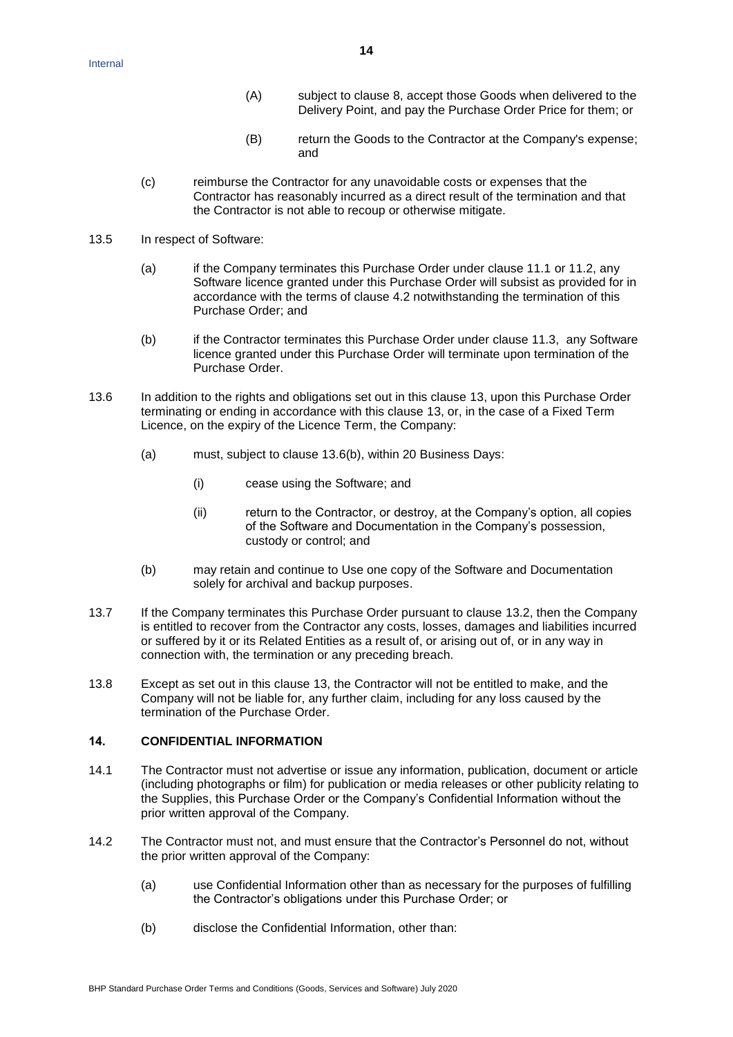(A) subject to clause 8, accept those Goods when delivered to the Delivery Point, and pay the Purchase Order Price for them; or

(B) return the Goods to the Contractor at the Company's expense; and

(c) reimburse the Contractor for any unavoidable costs or expenses that the Contractor has reasonably incurred as a direct result of the termination and that the Contractor is not able to recoup or otherwise mitigate.

13.5 In respect of Software:

(a) if the Company terminates this Purchase Order under clause 11.1 or 11.2, any Software licence granted under this Purchase Order will subsist as provided for in accordance with the terms of clause 4.2 notwithstanding the termination of this Purchase Order; and

(b) if the Contractor terminates this Purchase Order under clause 11.3, any Software licence granted under this Purchase Order will terminate upon termination of the Purchase Order.

13.6 In addition to the rights and obligations set out in this clause 13, upon this Purchase Order terminating or ending in accordance with this clause 13, or, in the case of a Fixed Term Licence, on the expiry of the Licence Term, the Company:

(a) must, subject to clause 13.6(b), within 20 Business Days:

(i) cease using the Software; and

(ii) return to the Contractor, or destroy, at the Company's option, all copies of the Software and Documentation in the Company's possession, custody or control; and

(b) may retain and continue to Use one copy of the Software and Documentation solely for archival and backup purposes.

13.7 If the Company terminates this Purchase Order pursuant to clause 13.2, then the Company is entitled to recover from the Contractor any costs, losses, damages and liabilities incurred or suffered by it or its Related Entities as a result of, or arising out of, or in any way in connection with, the termination or any preceding breach.

13.8 Except as set out in this clause 13, the Contractor will not be entitled to make, and the Company will not be liable for, any further claim, including for any loss caused by the termination of the Purchase Order.

## 14. CONFIDENTIAL INFORMATION

14.1 The Contractor must not advertise or issue any information, publication, document or article (including photographs or film) for publication or media releases or other publicity relating to the Supplies, this Purchase Order or the Company's Confidential Information without the prior written approval of the Company.

14.2 The Contractor must not, and must ensure that the Contractor's Personnel do not, without the prior written approval of the Company:

(a) use Confidential Information other than as necessary for the purposes of fulfilling the Contractor's obligations under this Purchase Order; or

(b) disclose the Confidential Information, other than: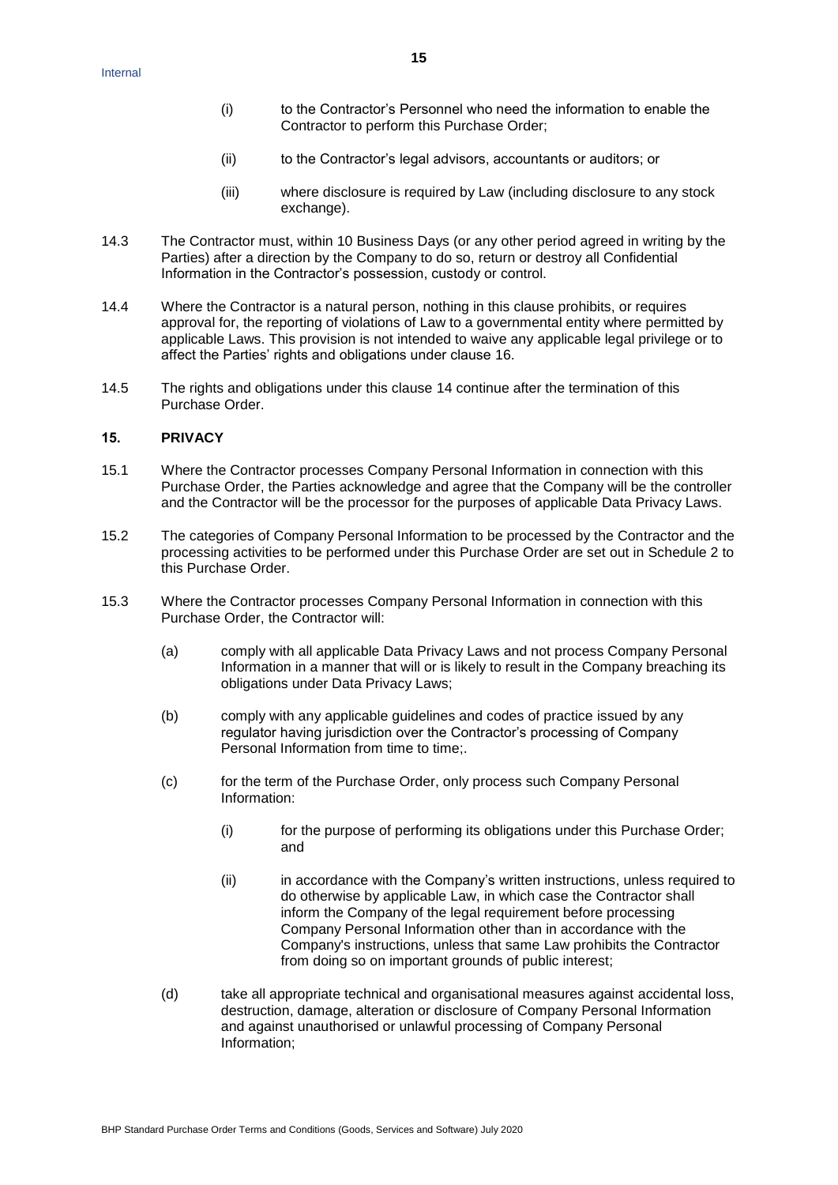(i) to the Contractor's Personnel who need the information to enable the Contractor to perform this Purchase Order;

(ii) to the Contractor's legal advisors, accountants or auditors; or

(iii) where disclosure is required by Law (including disclosure to any stock exchange).

14.3 The Contractor must, within 10 Business Days (or any other period agreed in writing by the Parties) after a direction by the Company to do so, return or destroy all Confidential Information in the Contractor's possession, custody or control.

14.4 Where the Contractor is a natural person, nothing in this clause prohibits, or requires approval for, the reporting of violations of Law to a governmental entity where permitted by applicable Laws. This provision is not intended to waive any applicable legal privilege or to affect the Parties' rights and obligations under clause 16.

14.5 The rights and obligations under this clause 14 continue after the termination of this Purchase Order.

## 15. PRIVACY

15.1 Where the Contractor processes Company Personal Information in connection with this Purchase Order, the Parties acknowledge and agree that the Company will be the controller and the Contractor will be the processor for the purposes of applicable Data Privacy Laws.

15.2 The categories of Company Personal Information to be processed by the Contractor and the processing activities to be performed under this Purchase Order are set out in Schedule 2 to this Purchase Order.

15.3 Where the Contractor processes Company Personal Information in connection with this Purchase Order, the Contractor will:

(a) comply with all applicable Data Privacy Laws and not process Company Personal Information in a manner that will or is likely to result in the Company breaching its obligations under Data Privacy Laws;

(b) comply with any applicable guidelines and codes of practice issued by any regulator having jurisdiction over the Contractor's processing of Company Personal Information from time to time;.

(c) for the term of the Purchase Order, only process such Company Personal Information:

(i) for the purpose of performing its obligations under this Purchase Order; and

(ii) in accordance with the Company's written instructions, unless required to do otherwise by applicable Law, in which case the Contractor shall inform the Company of the legal requirement before processing Company Personal Information other than in accordance with the Company's instructions, unless that same Law prohibits the Contractor from doing so on important grounds of public interest;

(d) take all appropriate technical and organisational measures against accidental loss, destruction, damage, alteration or disclosure of Company Personal Information and against unauthorised or unlawful processing of Company Personal Information;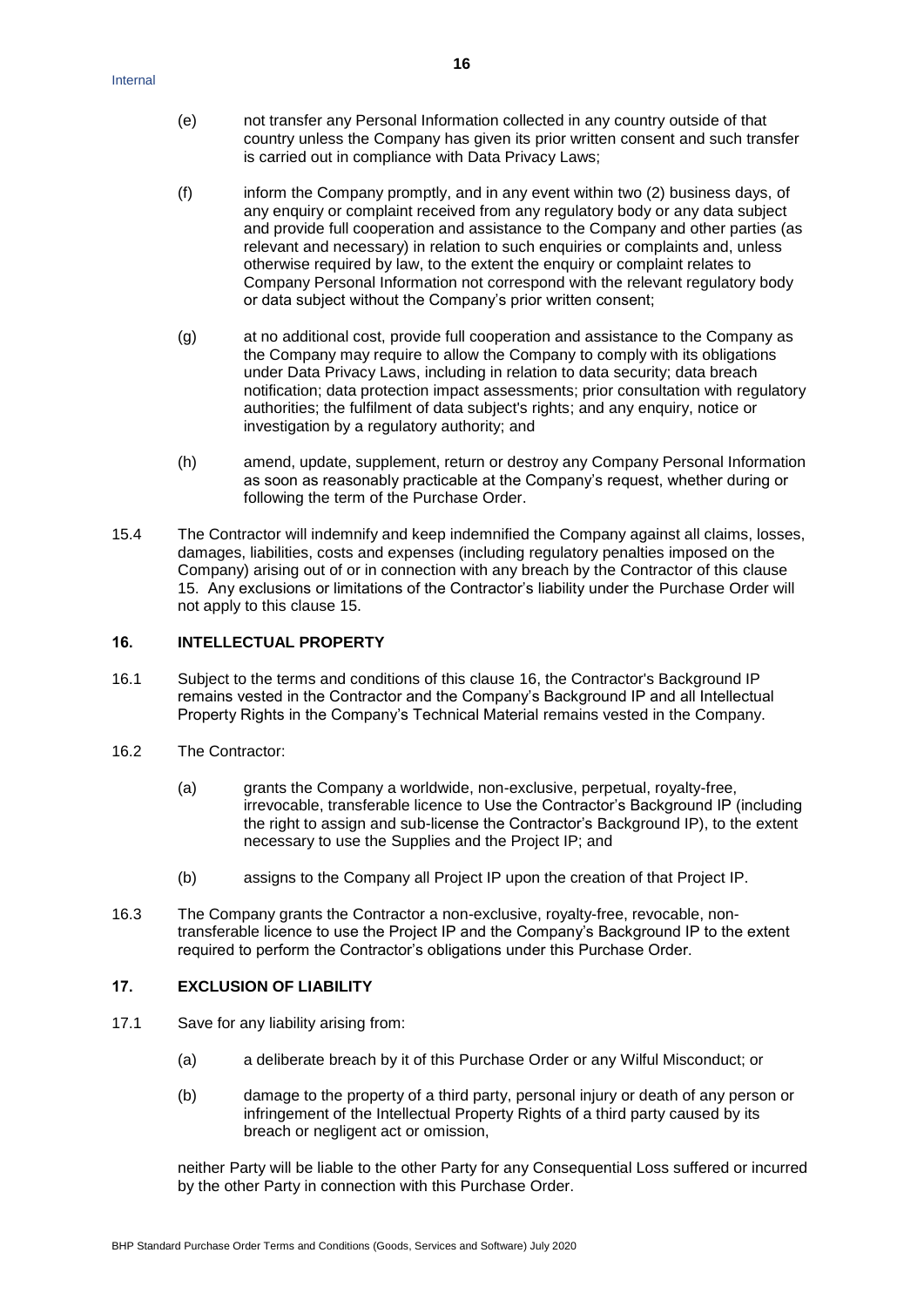(e) not transfer any Personal Information collected in any country outside of that country unless the Company has given its prior written consent and such transfer is carried out in compliance with Data Privacy Laws;

(f) inform the Company promptly, and in any event within two (2) business days, of any enquiry or complaint received from any regulatory body or any data subject and provide full cooperation and assistance to the Company and other parties (as relevant and necessary) in relation to such enquiries or complaints and, unless otherwise required by law, to the extent the enquiry or complaint relates to Company Personal Information not correspond with the relevant regulatory body or data subject without the Company's prior written consent;

(g) at no additional cost, provide full cooperation and assistance to the Company as the Company may require to allow the Company to comply with its obligations under Data Privacy Laws, including in relation to data security; data breach notification; data protection impact assessments; prior consultation with regulatory authorities; the fulfilment of data subject's rights; and any enquiry, notice or investigation by a regulatory authority; and

(h) amend, update, supplement, return or destroy any Company Personal Information as soon as reasonably practicable at the Company's request, whether during or following the term of the Purchase Order.

15.4 The Contractor will indemnify and keep indemnified the Company against all claims, losses, damages, liabilities, costs and expenses (including regulatory penalties imposed on the Company) arising out of or in connection with any breach by the Contractor of this clause 15. Any exclusions or limitations of the Contractor's liability under the Purchase Order will not apply to this clause 15.

## 16. INTELLECTUAL PROPERTY

16.1 Subject to the terms and conditions of this clause 16, the Contractor's Background IP remains vested in the Contractor and the Company's Background IP and all Intellectual Property Rights in the Company's Technical Material remains vested in the Company.

16.2 The Contractor:

(a) grants the Company a worldwide, non-exclusive, perpetual, royalty-free, irrevocable, transferable licence to Use the Contractor's Background IP (including the right to assign and sub-license the Contractor's Background IP), to the extent necessary to use the Supplies and the Project IP; and

(b) assigns to the Company all Project IP upon the creation of that Project IP.

16.3 The Company grants the Contractor a non-exclusive, royalty-free, revocable, non-transferable licence to use the Project IP and the Company's Background IP to the extent required to perform the Contractor's obligations under this Purchase Order.

## 17. EXCLUSION OF LIABILITY

17.1 Save for any liability arising from:

(a) a deliberate breach by it of this Purchase Order or any Wilful Misconduct; or

(b) damage to the property of a third party, personal injury or death of any person or infringement of the Intellectual Property Rights of a third party caused by its breach or negligent act or omission,

neither Party will be liable to the other Party for any Consequential Loss suffered or incurred by the other Party in connection with this Purchase Order.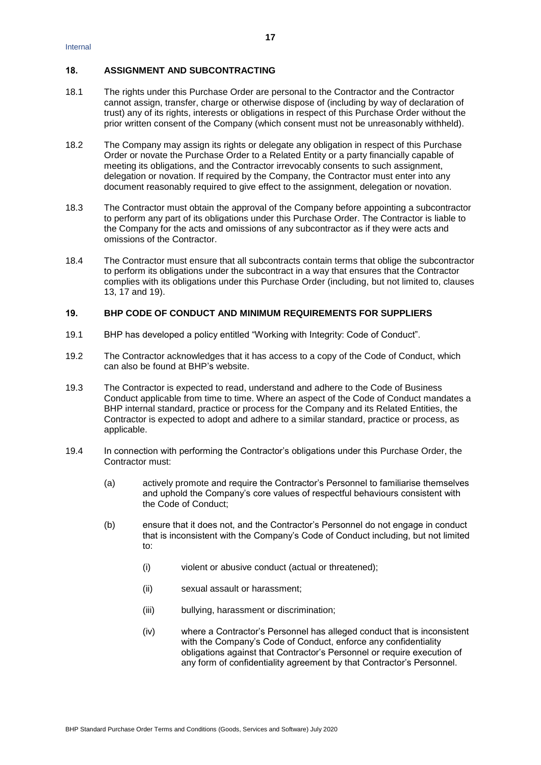## 18. ASSIGNMENT AND SUBCONTRACTING

18.1 The rights under this Purchase Order are personal to the Contractor and the Contractor cannot assign, transfer, charge or otherwise dispose of (including by way of declaration of trust) any of its rights, interests or obligations in respect of this Purchase Order without the prior written consent of the Company (which consent must not be unreasonably withheld).

18.2 The Company may assign its rights or delegate any obligation in respect of this Purchase Order or novate the Purchase Order to a Related Entity or a party financially capable of meeting its obligations, and the Contractor irrevocably consents to such assignment, delegation or novation. If required by the Company, the Contractor must enter into any document reasonably required to give effect to the assignment, delegation or novation.

18.3 The Contractor must obtain the approval of the Company before appointing a subcontractor to perform any part of its obligations under this Purchase Order. The Contractor is liable to the Company for the acts and omissions of any subcontractor as if they were acts and omissions of the Contractor.

18.4 The Contractor must ensure that all subcontracts contain terms that oblige the subcontractor to perform its obligations under the subcontract in a way that ensures that the Contractor complies with its obligations under this Purchase Order (including, but not limited to, clauses 13, 17 and 19).

## 19. BHP CODE OF CONDUCT AND MINIMUM REQUIREMENTS FOR SUPPLIERS

19.1 BHP has developed a policy entitled "Working with Integrity: Code of Conduct".

19.2 The Contractor acknowledges that it has access to a copy of the Code of Conduct, which can also be found at BHP's website.

19.3 The Contractor is expected to read, understand and adhere to the Code of Business Conduct applicable from time to time. Where an aspect of the Code of Conduct mandates a BHP internal standard, practice or process for the Company and its Related Entities, the Contractor is expected to adopt and adhere to a similar standard, practice or process, as applicable.

19.4 In connection with performing the Contractor's obligations under this Purchase Order, the Contractor must:

(a) actively promote and require the Contractor's Personnel to familiarise themselves and uphold the Company's core values of respectful behaviours consistent with the Code of Conduct;

(b) ensure that it does not, and the Contractor's Personnel do not engage in conduct that is inconsistent with the Company's Code of Conduct including, but not limited to:

(i) violent or abusive conduct (actual or threatened);

(ii) sexual assault or harassment;

(iii) bullying, harassment or discrimination;

(iv) where a Contractor's Personnel has alleged conduct that is inconsistent with the Company's Code of Conduct, enforce any confidentiality obligations against that Contractor's Personnel or require execution of any form of confidentiality agreement by that Contractor's Personnel.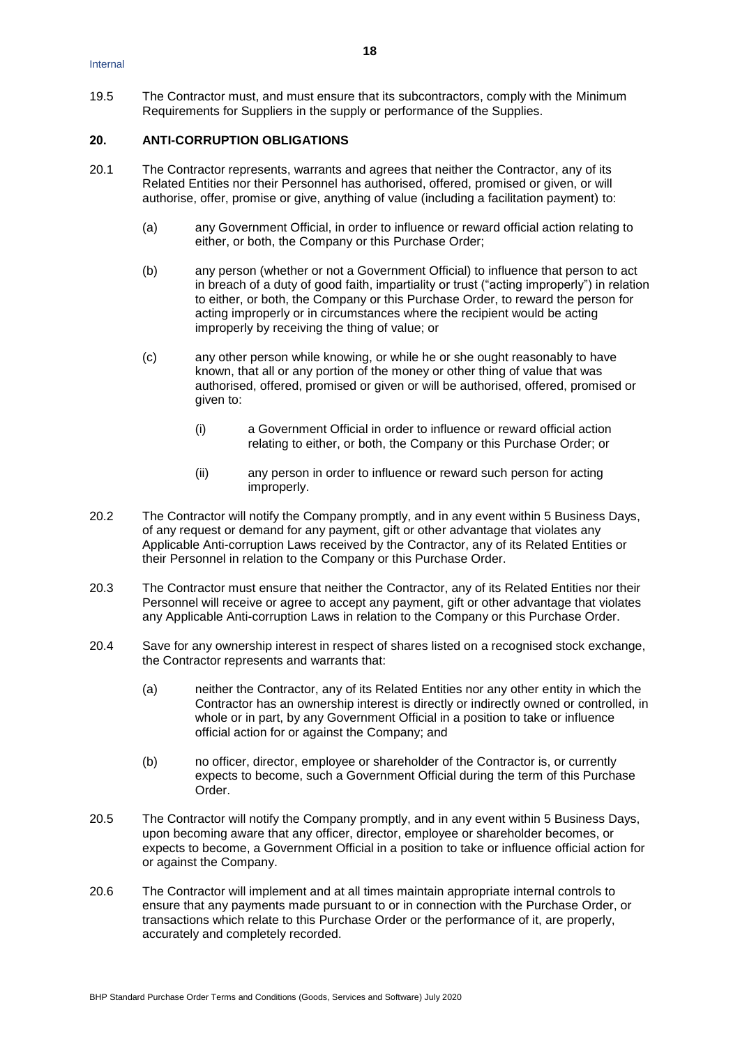19.5 The Contractor must, and must ensure that its subcontractors, comply with the Minimum Requirements for Suppliers in the supply or performance of the Supplies.

## 20. ANTI-CORRUPTION OBLIGATIONS

20.1 The Contractor represents, warrants and agrees that neither the Contractor, any of its Related Entities nor their Personnel has authorised, offered, promised or given, or will authorise, offer, promise or give, anything of value (including a facilitation payment) to:

(a) any Government Official, in order to influence or reward official action relating to either, or both, the Company or this Purchase Order;

(b) any person (whether or not a Government Official) to influence that person to act in breach of a duty of good faith, impartiality or trust ("acting improperly") in relation to either, or both, the Company or this Purchase Order, to reward the person for acting improperly or in circumstances where the recipient would be acting improperly by receiving the thing of value; or

(c) any other person while knowing, or while he or she ought reasonably to have known, that all or any portion of the money or other thing of value that was authorised, offered, promised or given or will be authorised, offered, promised or given to:

(i) a Government Official in order to influence or reward official action relating to either, or both, the Company or this Purchase Order; or

(ii) any person in order to influence or reward such person for acting improperly.

20.2 The Contractor will notify the Company promptly, and in any event within 5 Business Days, of any request or demand for any payment, gift or other advantage that violates any Applicable Anti-corruption Laws received by the Contractor, any of its Related Entities or their Personnel in relation to the Company or this Purchase Order.

20.3 The Contractor must ensure that neither the Contractor, any of its Related Entities nor their Personnel will receive or agree to accept any payment, gift or other advantage that violates any Applicable Anti-corruption Laws in relation to the Company or this Purchase Order.

20.4 Save for any ownership interest in respect of shares listed on a recognised stock exchange, the Contractor represents and warrants that:

(a) neither the Contractor, any of its Related Entities nor any other entity in which the Contractor has an ownership interest is directly or indirectly owned or controlled, in whole or in part, by any Government Official in a position to take or influence official action for or against the Company; and

(b) no officer, director, employee or shareholder of the Contractor is, or currently expects to become, such a Government Official during the term of this Purchase Order.

20.5 The Contractor will notify the Company promptly, and in any event within 5 Business Days, upon becoming aware that any officer, director, employee or shareholder becomes, or expects to become, a Government Official in a position to take or influence official action for or against the Company.

20.6 The Contractor will implement and at all times maintain appropriate internal controls to ensure that any payments made pursuant to or in connection with the Purchase Order, or transactions which relate to this Purchase Order or the performance of it, are properly, accurately and completely recorded.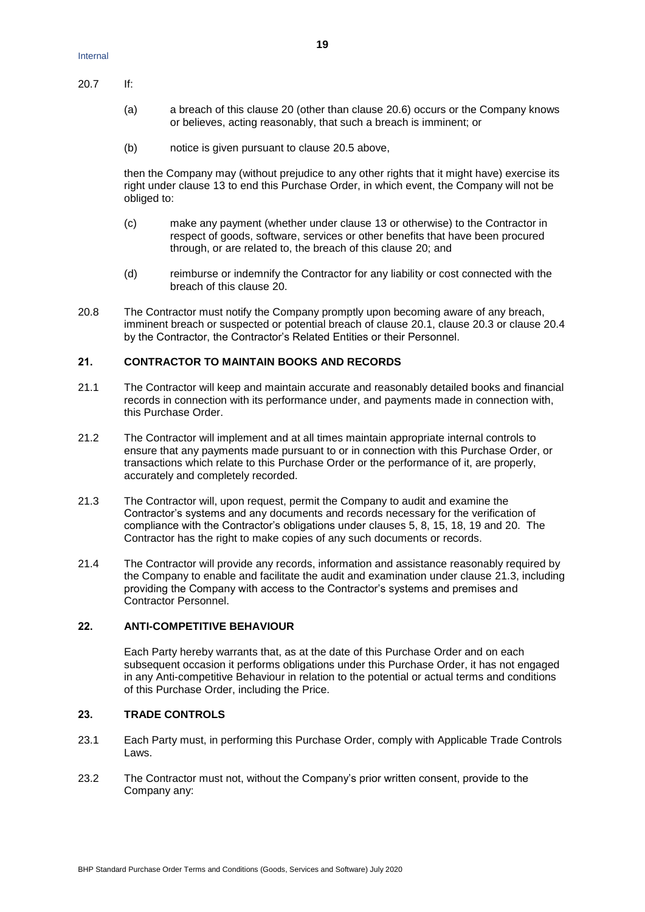20.7 If:

(a) a breach of this clause 20 (other than clause 20.6) occurs or the Company knows or believes, acting reasonably, that such a breach is imminent; or

(b) notice is given pursuant to clause 20.5 above,

then the Company may (without prejudice to any other rights that it might have) exercise its right under clause 13 to end this Purchase Order, in which event, the Company will not be obliged to:

(c) make any payment (whether under clause 13 or otherwise) to the Contractor in respect of goods, software, services or other benefits that have been procured through, or are related to, the breach of this clause 20; and

(d) reimburse or indemnify the Contractor for any liability or cost connected with the breach of this clause 20.

20.8 The Contractor must notify the Company promptly upon becoming aware of any breach, imminent breach or suspected or potential breach of clause 20.1, clause 20.3 or clause 20.4 by the Contractor, the Contractor's Related Entities or their Personnel.

## 21. CONTRACTOR TO MAINTAIN BOOKS AND RECORDS

21.1 The Contractor will keep and maintain accurate and reasonably detailed books and financial records in connection with its performance under, and payments made in connection with, this Purchase Order.

21.2 The Contractor will implement and at all times maintain appropriate internal controls to ensure that any payments made pursuant to or in connection with this Purchase Order, or transactions which relate to this Purchase Order or the performance of it, are properly, accurately and completely recorded.

21.3 The Contractor will, upon request, permit the Company to audit and examine the Contractor's systems and any documents and records necessary for the verification of compliance with the Contractor's obligations under clauses 5, 8, 15, 18, 19 and 20. The Contractor has the right to make copies of any such documents or records.

21.4 The Contractor will provide any records, information and assistance reasonably required by the Company to enable and facilitate the audit and examination under clause 21.3, including providing the Company with access to the Contractor's systems and premises and Contractor Personnel.

## 22. ANTI-COMPETITIVE BEHAVIOUR

Each Party hereby warrants that, as at the date of this Purchase Order and on each subsequent occasion it performs obligations under this Purchase Order, it has not engaged in any Anti-competitive Behaviour in relation to the potential or actual terms and conditions of this Purchase Order, including the Price.

## 23. TRADE CONTROLS

23.1 Each Party must, in performing this Purchase Order, comply with Applicable Trade Controls Laws.

23.2 The Contractor must not, without the Company's prior written consent, provide to the Company any: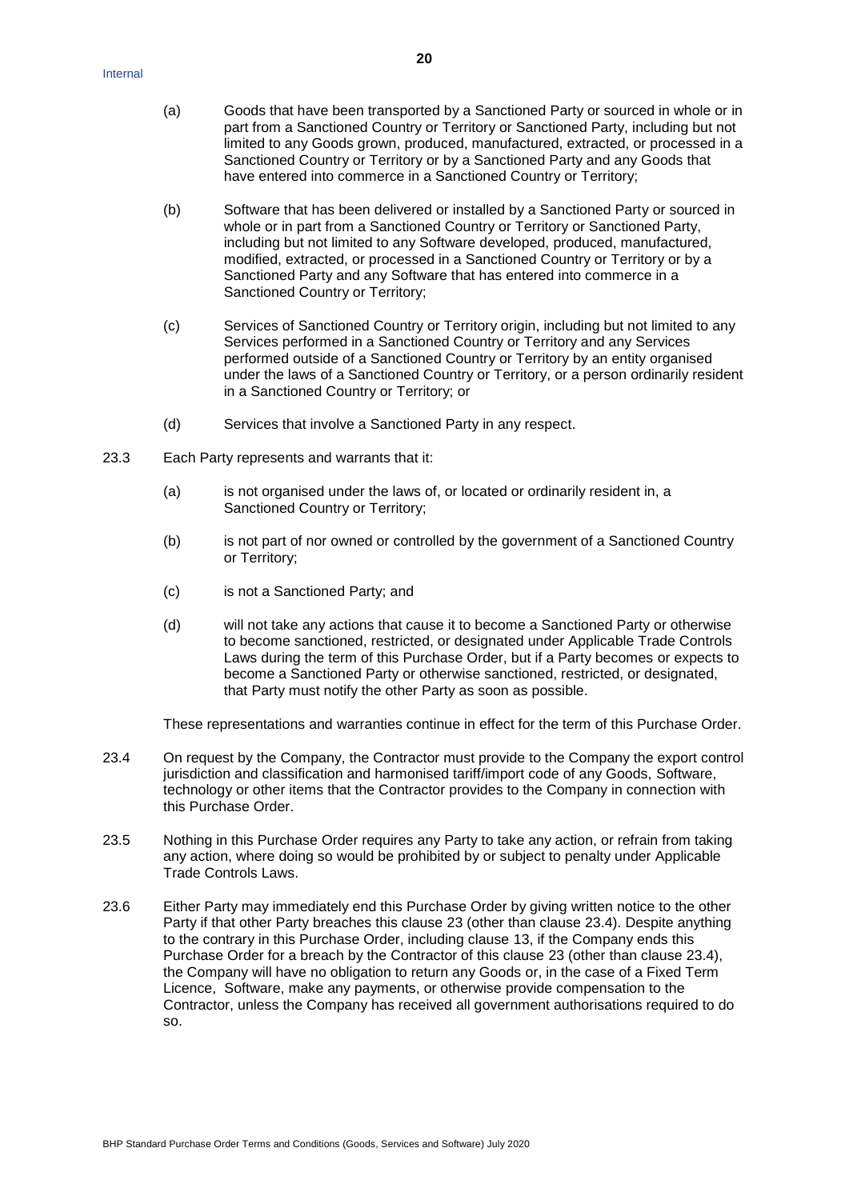(a) Goods that have been transported by a Sanctioned Party or sourced in whole or in part from a Sanctioned Country or Territory or Sanctioned Party, including but not limited to any Goods grown, produced, manufactured, extracted, or processed in a Sanctioned Country or Territory or by a Sanctioned Party and any Goods that have entered into commerce in a Sanctioned Country or Territory;

(b) Software that has been delivered or installed by a Sanctioned Party or sourced in whole or in part from a Sanctioned Country or Territory or Sanctioned Party, including but not limited to any Software developed, produced, manufactured, modified, extracted, or processed in a Sanctioned Country or Territory or by a Sanctioned Party and any Software that has entered into commerce in a Sanctioned Country or Territory;

(c) Services of Sanctioned Country or Territory origin, including but not limited to any Services performed in a Sanctioned Country or Territory and any Services performed outside of a Sanctioned Country or Territory by an entity organised under the laws of a Sanctioned Country or Territory, or a person ordinarily resident in a Sanctioned Country or Territory; or

(d) Services that involve a Sanctioned Party in any respect.

23.3 Each Party represents and warrants that it:

(a) is not organised under the laws of, or located or ordinarily resident in, a Sanctioned Country or Territory;

(b) is not part of nor owned or controlled by the government of a Sanctioned Country or Territory;

(c) is not a Sanctioned Party; and

(d) will not take any actions that cause it to become a Sanctioned Party or otherwise to become sanctioned, restricted, or designated under Applicable Trade Controls Laws during the term of this Purchase Order, but if a Party becomes or expects to become a Sanctioned Party or otherwise sanctioned, restricted, or designated, that Party must notify the other Party as soon as possible.

These representations and warranties continue in effect for the term of this Purchase Order.

23.4 On request by the Company, the Contractor must provide to the Company the export control jurisdiction and classification and harmonised tariff/import code of any Goods, Software, technology or other items that the Contractor provides to the Company in connection with this Purchase Order.

23.5 Nothing in this Purchase Order requires any Party to take any action, or refrain from taking any action, where doing so would be prohibited by or subject to penalty under Applicable Trade Controls Laws.

23.6 Either Party may immediately end this Purchase Order by giving written notice to the other Party if that other Party breaches this clause 23 (other than clause 23.4). Despite anything to the contrary in this Purchase Order, including clause 13, if the Company ends this Purchase Order for a breach by the Contractor of this clause 23 (other than clause 23.4), the Company will have no obligation to return any Goods or, in the case of a Fixed Term Licence, Software, make any payments, or otherwise provide compensation to the Contractor, unless the Company has received all government authorisations required to do so.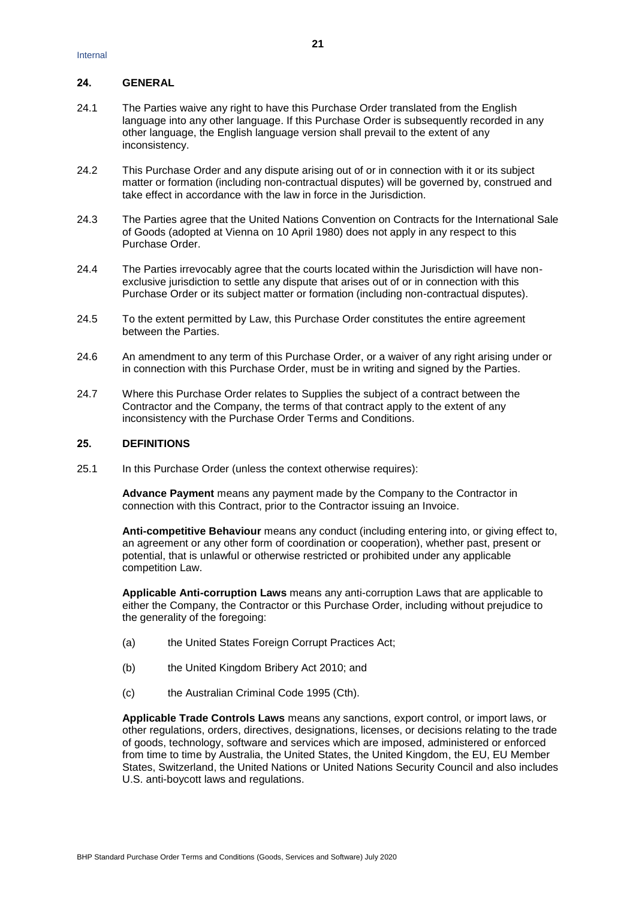## 24. GENERAL

24.1 The Parties waive any right to have this Purchase Order translated from the English language into any other language. If this Purchase Order is subsequently recorded in any other language, the English language version shall prevail to the extent of any inconsistency.

24.2 This Purchase Order and any dispute arising out of or in connection with it or its subject matter or formation (including non-contractual disputes) will be governed by, construed and take effect in accordance with the law in force in the Jurisdiction.

24.3 The Parties agree that the United Nations Convention on Contracts for the International Sale of Goods (adopted at Vienna on 10 April 1980) does not apply in any respect to this Purchase Order.

24.4 The Parties irrevocably agree that the courts located within the Jurisdiction will have non-exclusive jurisdiction to settle any dispute that arises out of or in connection with this Purchase Order or its subject matter or formation (including non-contractual disputes).

24.5 To the extent permitted by Law, this Purchase Order constitutes the entire agreement between the Parties.

24.6 An amendment to any term of this Purchase Order, or a waiver of any right arising under or in connection with this Purchase Order, must be in writing and signed by the Parties.

24.7 Where this Purchase Order relates to Supplies the subject of a contract between the Contractor and the Company, the terms of that contract apply to the extent of any inconsistency with the Purchase Order Terms and Conditions.

## 25. DEFINITIONS

25.1 In this Purchase Order (unless the context otherwise requires):

**Advance Payment** means any payment made by the Company to the Contractor in connection with this Contract, prior to the Contractor issuing an Invoice.

**Anti-competitive Behaviour** means any conduct (including entering into, or giving effect to, an agreement or any other form of coordination or cooperation), whether past, present or potential, that is unlawful or otherwise restricted or prohibited under any applicable competition Law.

**Applicable Anti-corruption Laws** means any anti-corruption Laws that are applicable to either the Company, the Contractor or this Purchase Order, including without prejudice to the generality of the foregoing:

(a) the United States Foreign Corrupt Practices Act;

(b) the United Kingdom Bribery Act 2010; and

(c) the Australian Criminal Code 1995 (Cth).

**Applicable Trade Controls Laws** means any sanctions, export control, or import laws, or other regulations, orders, directives, designations, licenses, or decisions relating to the trade of goods, technology, software and services which are imposed, administered or enforced from time to time by Australia, the United States, the United Kingdom, the EU, EU Member States, Switzerland, the United Nations or United Nations Security Council and also includes U.S. anti-boycott laws and regulations.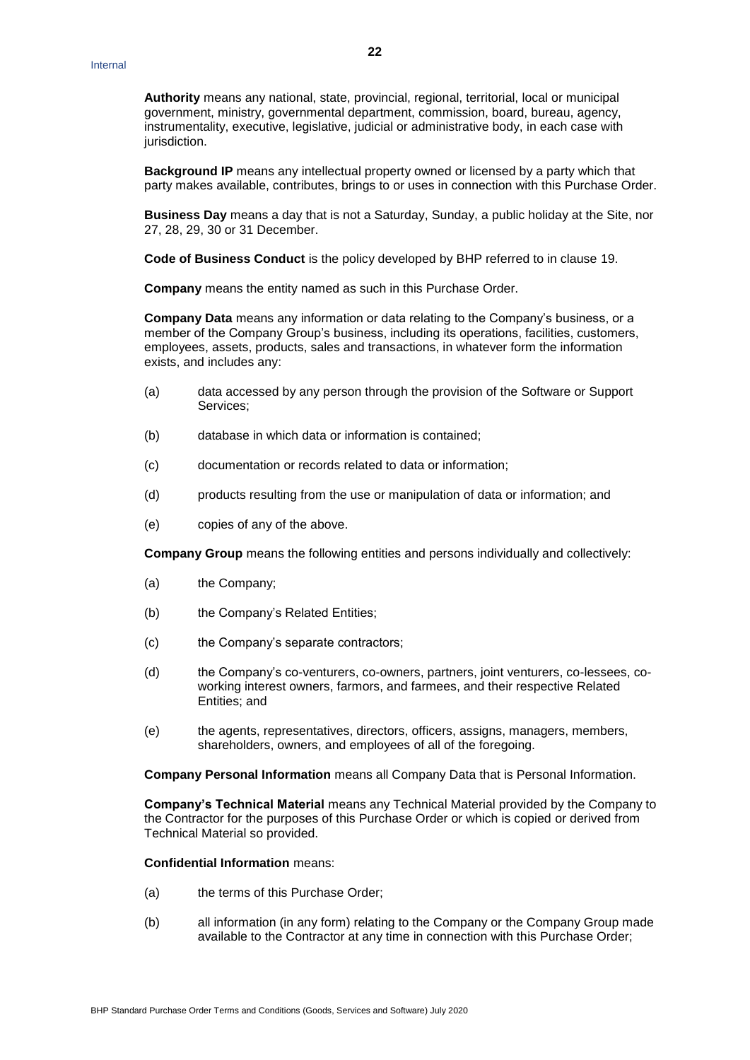**Authority** means any national, state, provincial, regional, territorial, local or municipal government, ministry, governmental department, commission, board, bureau, agency, instrumentality, executive, legislative, judicial or administrative body, in each case with jurisdiction.

**Background IP** means any intellectual property owned or licensed by a party which that party makes available, contributes, brings to or uses in connection with this Purchase Order.

**Business Day** means a day that is not a Saturday, Sunday, a public holiday at the Site, nor 27, 28, 29, 30 or 31 December.

**Code of Business Conduct** is the policy developed by BHP referred to in clause 19.

**Company** means the entity named as such in this Purchase Order.

**Company Data** means any information or data relating to the Company's business, or a member of the Company Group's business, including its operations, facilities, customers, employees, assets, products, sales and transactions, in whatever form the information exists, and includes any:

(a) data accessed by any person through the provision of the Software or Support Services;

(b) database in which data or information is contained;

(c) documentation or records related to data or information;

(d) products resulting from the use or manipulation of data or information; and

(e) copies of any of the above.

**Company Group** means the following entities and persons individually and collectively:

(a) the Company;

(b) the Company's Related Entities;

(c) the Company's separate contractors;

(d) the Company's co-venturers, co-owners, partners, joint venturers, co-lessees, co-working interest owners, farmors, and farmees, and their respective Related Entities; and

(e) the agents, representatives, directors, officers, assigns, managers, members, shareholders, owners, and employees of all of the foregoing.

**Company Personal Information** means all Company Data that is Personal Information.

**Company's Technical Material** means any Technical Material provided by the Company to the Contractor for the purposes of this Purchase Order or which is copied or derived from Technical Material so provided.

**Confidential Information** means:

(a) the terms of this Purchase Order;

(b) all information (in any form) relating to the Company or the Company Group made available to the Contractor at any time in connection with this Purchase Order;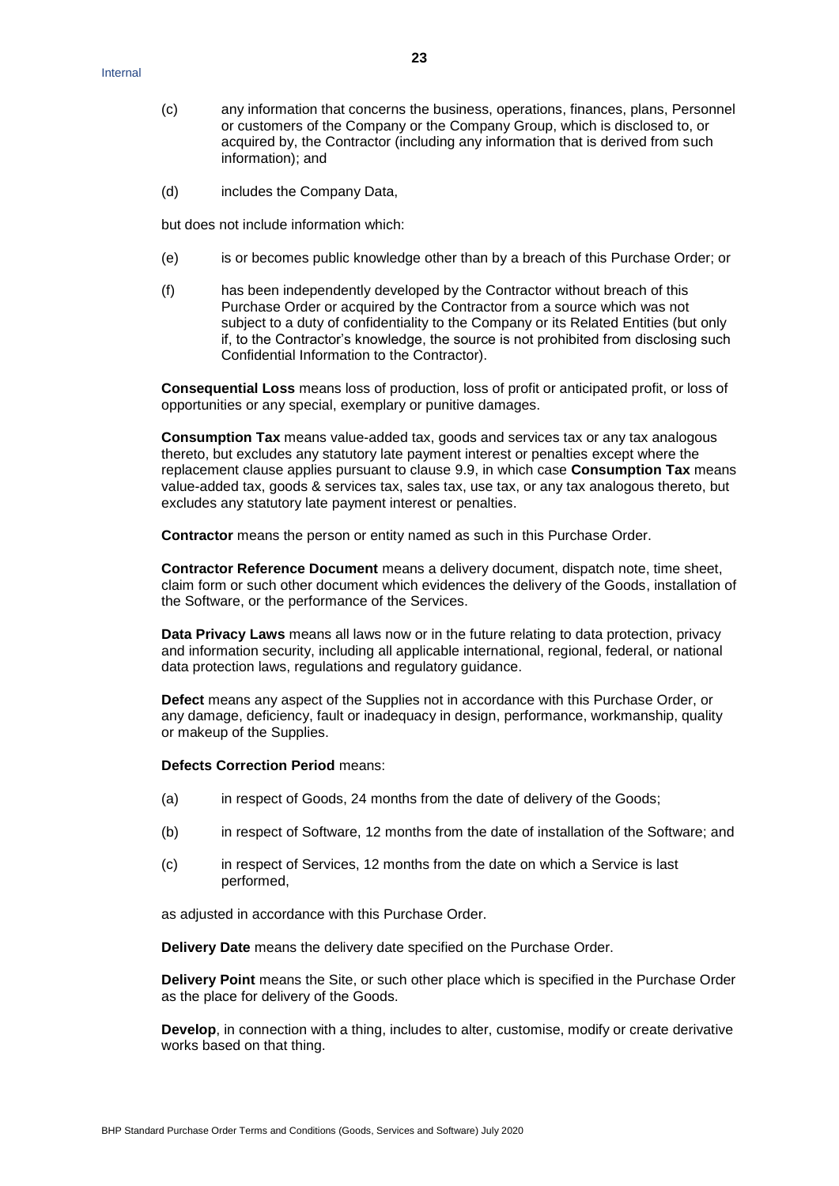(c) any information that concerns the business, operations, finances, plans, Personnel or customers of the Company or the Company Group, which is disclosed to, or acquired by, the Contractor (including any information that is derived from such information); and

(d) includes the Company Data,

but does not include information which:

(e) is or becomes public knowledge other than by a breach of this Purchase Order; or

(f) has been independently developed by the Contractor without breach of this Purchase Order or acquired by the Contractor from a source which was not subject to a duty of confidentiality to the Company or its Related Entities (but only if, to the Contractor's knowledge, the source is not prohibited from disclosing such Confidential Information to the Contractor).

**Consequential Loss** means loss of production, loss of profit or anticipated profit, or loss of opportunities or any special, exemplary or punitive damages.

**Consumption Tax** means value-added tax, goods and services tax or any tax analogous thereto, but excludes any statutory late payment interest or penalties except where the replacement clause applies pursuant to clause 9.9, in which case **Consumption Tax** means value-added tax, goods & services tax, sales tax, use tax, or any tax analogous thereto, but excludes any statutory late payment interest or penalties.

**Contractor** means the person or entity named as such in this Purchase Order.

**Contractor Reference Document** means a delivery document, dispatch note, time sheet, claim form or such other document which evidences the delivery of the Goods, installation of the Software, or the performance of the Services.

**Data Privacy Laws** means all laws now or in the future relating to data protection, privacy and information security, including all applicable international, regional, federal, or national data protection laws, regulations and regulatory guidance.

**Defect** means any aspect of the Supplies not in accordance with this Purchase Order, or any damage, deficiency, fault or inadequacy in design, performance, workmanship, quality or makeup of the Supplies.

**Defects Correction Period** means:

(a) in respect of Goods, 24 months from the date of delivery of the Goods;

(b) in respect of Software, 12 months from the date of installation of the Software; and

(c) in respect of Services, 12 months from the date on which a Service is last performed,

as adjusted in accordance with this Purchase Order.

**Delivery Date** means the delivery date specified on the Purchase Order.

**Delivery Point** means the Site, or such other place which is specified in the Purchase Order as the place for delivery of the Goods.

**Develop**, in connection with a thing, includes to alter, customise, modify or create derivative works based on that thing.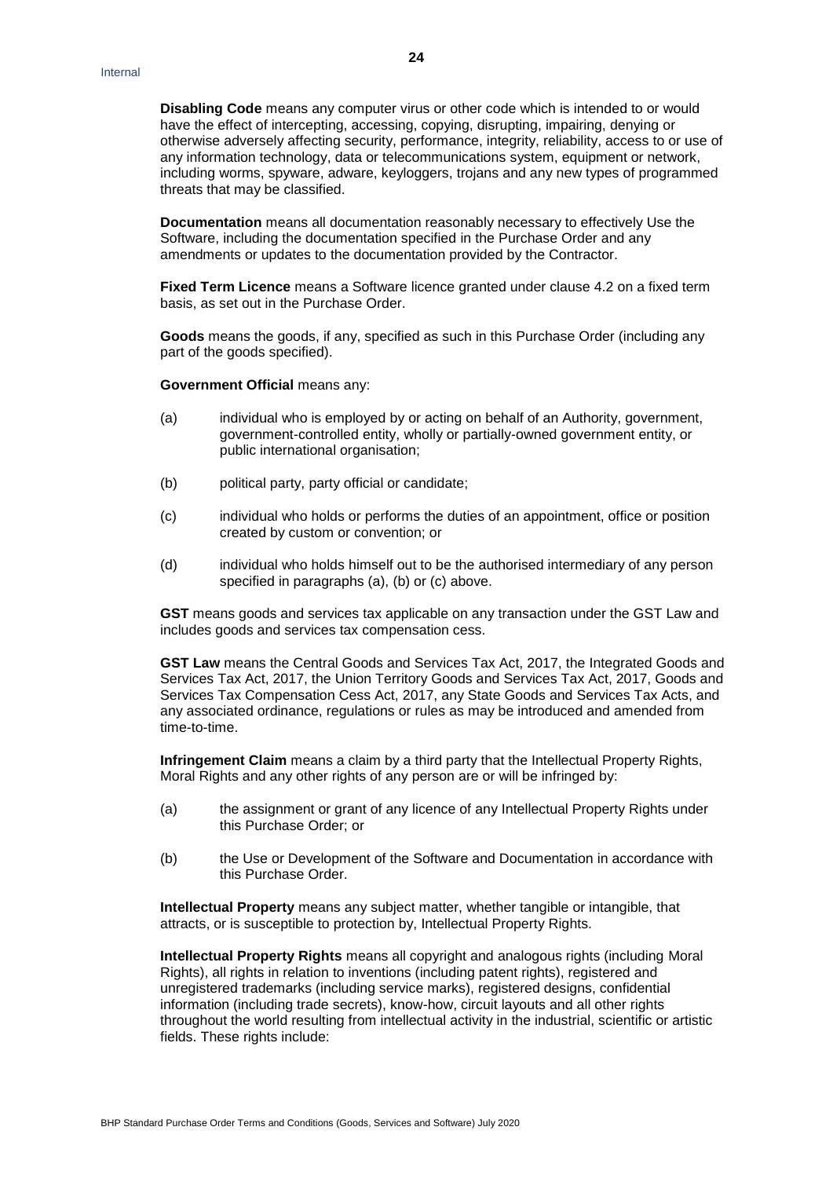**Disabling Code** means any computer virus or other code which is intended to or would have the effect of intercepting, accessing, copying, disrupting, impairing, denying or otherwise adversely affecting security, performance, integrity, reliability, access to or use of any information technology, data or telecommunications system, equipment or network, including worms, spyware, adware, keyloggers, trojans and any new types of programmed threats that may be classified.

**Documentation** means all documentation reasonably necessary to effectively Use the Software, including the documentation specified in the Purchase Order and any amendments or updates to the documentation provided by the Contractor.

**Fixed Term Licence** means a Software licence granted under clause 4.2 on a fixed term basis, as set out in the Purchase Order.

**Goods** means the goods, if any, specified as such in this Purchase Order (including any part of the goods specified).

**Government Official** means any:

(a) individual who is employed by or acting on behalf of an Authority, government, government-controlled entity, wholly or partially-owned government entity, or public international organisation;

(b) political party, party official or candidate;

(c) individual who holds or performs the duties of an appointment, office or position created by custom or convention; or

(d) individual who holds himself out to be the authorised intermediary of any person specified in paragraphs (a), (b) or (c) above.

**GST** means goods and services tax applicable on any transaction under the GST Law and includes goods and services tax compensation cess.

**GST Law** means the Central Goods and Services Tax Act, 2017, the Integrated Goods and Services Tax Act, 2017, the Union Territory Goods and Services Tax Act, 2017, Goods and Services Tax Compensation Cess Act, 2017, any State Goods and Services Tax Acts, and any associated ordinance, regulations or rules as may be introduced and amended from time-to-time.

**Infringement Claim** means a claim by a third party that the Intellectual Property Rights, Moral Rights and any other rights of any person are or will be infringed by:

(a) the assignment or grant of any licence of any Intellectual Property Rights under this Purchase Order; or

(b) the Use or Development of the Software and Documentation in accordance with this Purchase Order.

**Intellectual Property** means any subject matter, whether tangible or intangible, that attracts, or is susceptible to protection by, Intellectual Property Rights.

**Intellectual Property Rights** means all copyright and analogous rights (including Moral Rights), all rights in relation to inventions (including patent rights), registered and unregistered trademarks (including service marks), registered designs, confidential information (including trade secrets), know-how, circuit layouts and all other rights throughout the world resulting from intellectual activity in the industrial, scientific or artistic fields. These rights include: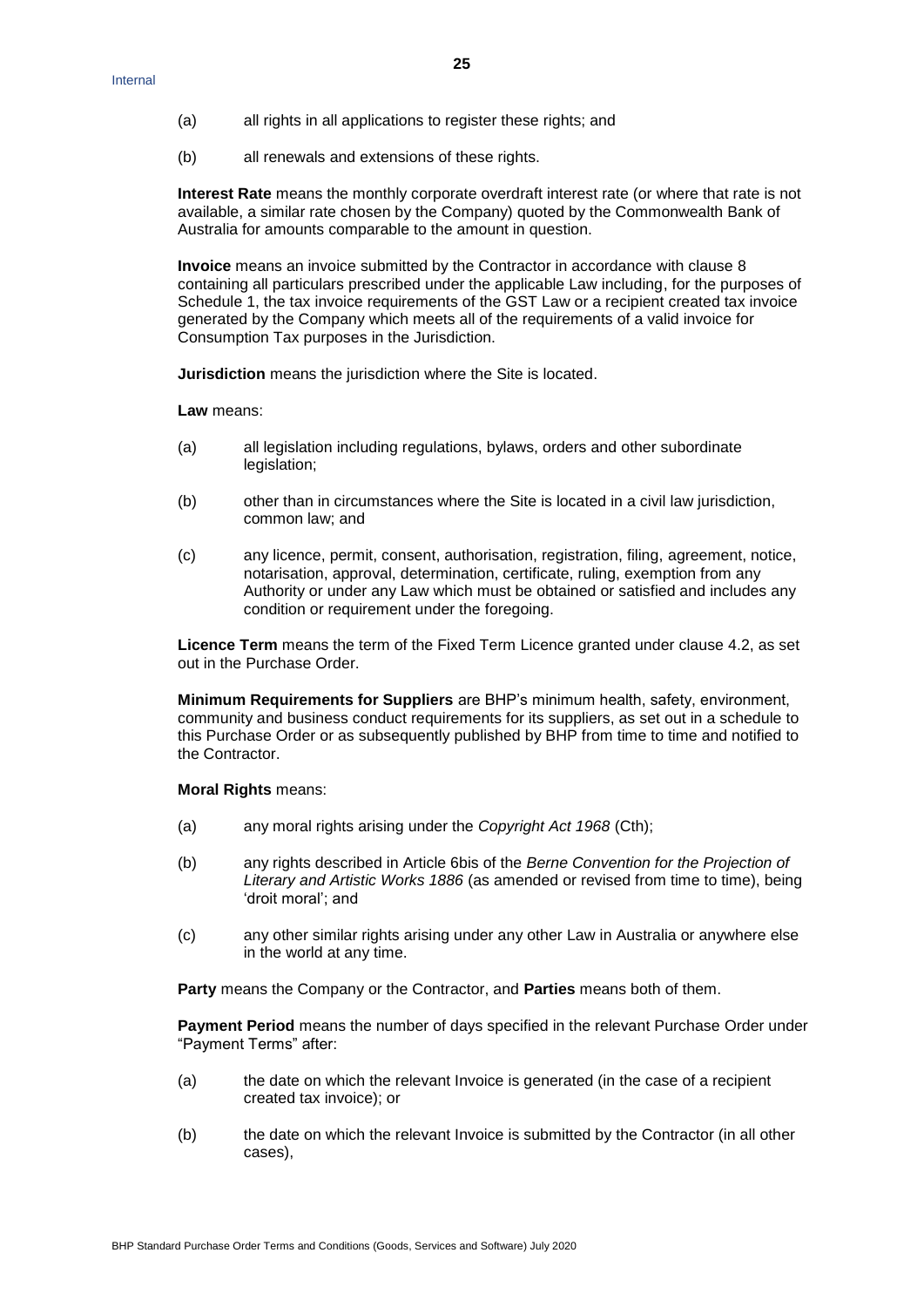(a) all rights in all applications to register these rights; and

(b) all renewals and extensions of these rights.

**Interest Rate** means the monthly corporate overdraft interest rate (or where that rate is not available, a similar rate chosen by the Company) quoted by the Commonwealth Bank of Australia for amounts comparable to the amount in question.

**Invoice** means an invoice submitted by the Contractor in accordance with clause 8 containing all particulars prescribed under the applicable Law including, for the purposes of Schedule 1, the tax invoice requirements of the GST Law or a recipient created tax invoice generated by the Company which meets all of the requirements of a valid invoice for Consumption Tax purposes in the Jurisdiction.

**Jurisdiction** means the jurisdiction where the Site is located.

**Law** means:

(a) all legislation including regulations, bylaws, orders and other subordinate legislation;

(b) other than in circumstances where the Site is located in a civil law jurisdiction, common law; and

(c) any licence, permit, consent, authorisation, registration, filing, agreement, notice, notarisation, approval, determination, certificate, ruling, exemption from any Authority or under any Law which must be obtained or satisfied and includes any condition or requirement under the foregoing.

**Licence Term** means the term of the Fixed Term Licence granted under clause 4.2, as set out in the Purchase Order.

**Minimum Requirements for Suppliers** are BHP's minimum health, safety, environment, community and business conduct requirements for its suppliers, as set out in a schedule to this Purchase Order or as subsequently published by BHP from time to time and notified to the Contractor.

**Moral Rights** means:

(a) any moral rights arising under the *Copyright Act 1968* (Cth);

(b) any rights described in Article 6bis of the *Berne Convention for the Projection of Literary and Artistic Works 1886* (as amended or revised from time to time), being 'droit moral'; and

(c) any other similar rights arising under any other Law in Australia or anywhere else in the world at any time.

**Party** means the Company or the Contractor, and **Parties** means both of them.

**Payment Period** means the number of days specified in the relevant Purchase Order under "Payment Terms" after:

(a) the date on which the relevant Invoice is generated (in the case of a recipient created tax invoice); or

(b) the date on which the relevant Invoice is submitted by the Contractor (in all other cases),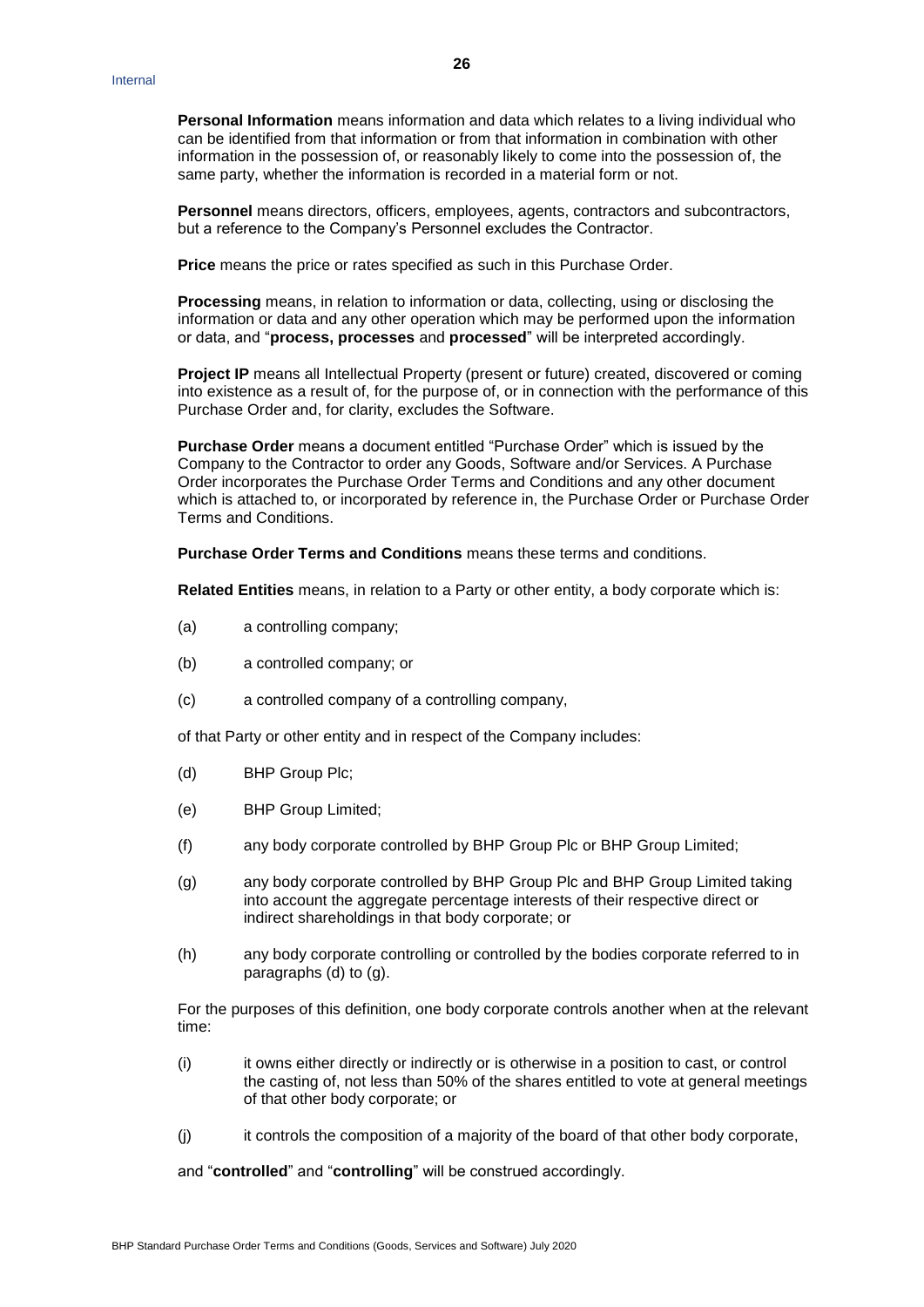**Personal Information** means information and data which relates to a living individual who can be identified from that information or from that information in combination with other information in the possession of, or reasonably likely to come into the possession of, the same party, whether the information is recorded in a material form or not.

**Personnel** means directors, officers, employees, agents, contractors and subcontractors, but a reference to the Company's Personnel excludes the Contractor.

**Price** means the price or rates specified as such in this Purchase Order.

**Processing** means, in relation to information or data, collecting, using or disclosing the information or data and any other operation which may be performed upon the information or data, and "**process, processes** and **processed**" will be interpreted accordingly.

**Project IP** means all Intellectual Property (present or future) created, discovered or coming into existence as a result of, for the purpose of, or in connection with the performance of this Purchase Order and, for clarity, excludes the Software.

**Purchase Order** means a document entitled "Purchase Order" which is issued by the Company to the Contractor to order any Goods, Software and/or Services. A Purchase Order incorporates the Purchase Order Terms and Conditions and any other document which is attached to, or incorporated by reference in, the Purchase Order or Purchase Order Terms and Conditions.

**Purchase Order Terms and Conditions** means these terms and conditions.

**Related Entities** means, in relation to a Party or other entity, a body corporate which is:

(a) a controlling company;

(b) a controlled company; or

(c) a controlled company of a controlling company,

of that Party or other entity and in respect of the Company includes:

(d) BHP Group Plc;

(e) BHP Group Limited;

(f) any body corporate controlled by BHP Group Plc or BHP Group Limited;

(g) any body corporate controlled by BHP Group Plc and BHP Group Limited taking into account the aggregate percentage interests of their respective direct or indirect shareholdings in that body corporate; or

(h) any body corporate controlling or controlled by the bodies corporate referred to in paragraphs (d) to (g).

For the purposes of this definition, one body corporate controls another when at the relevant time:

(i) it owns either directly or indirectly or is otherwise in a position to cast, or control the casting of, not less than 50% of the shares entitled to vote at general meetings of that other body corporate; or

(j) it controls the composition of a majority of the board of that other body corporate,

and "**controlled**" and "**controlling**" will be construed accordingly.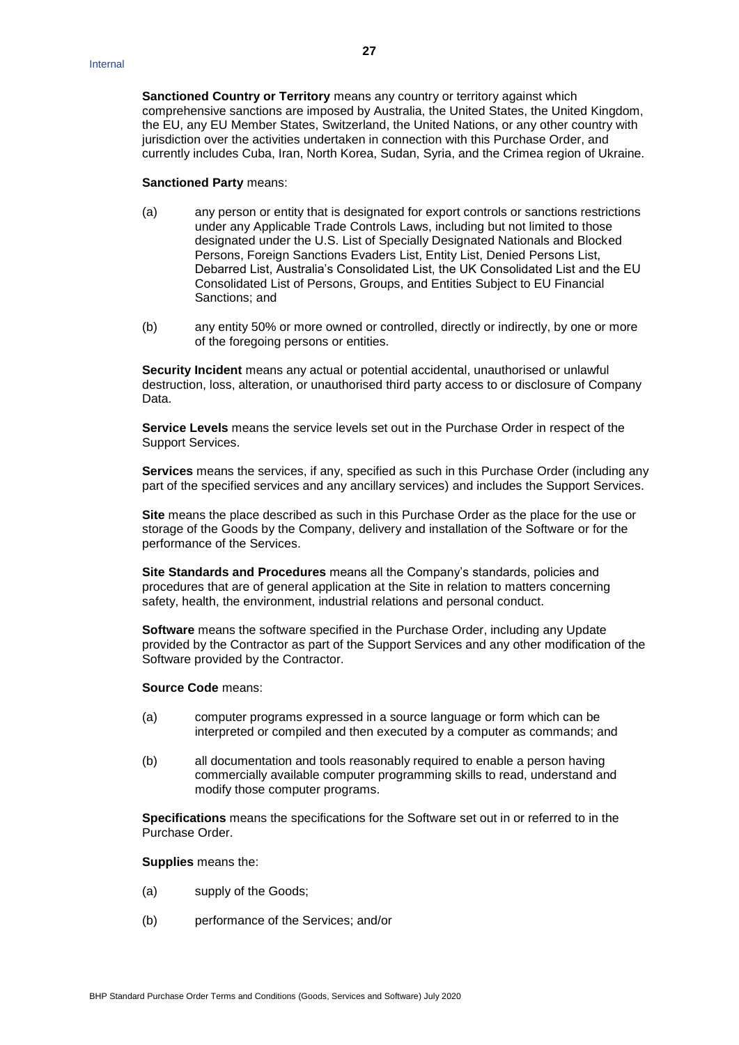**Sanctioned Country or Territory** means any country or territory against which comprehensive sanctions are imposed by Australia, the United States, the United Kingdom, the EU, any EU Member States, Switzerland, the United Nations, or any other country with jurisdiction over the activities undertaken in connection with this Purchase Order, and currently includes Cuba, Iran, North Korea, Sudan, Syria, and the Crimea region of Ukraine.

**Sanctioned Party** means:

(a) any person or entity that is designated for export controls or sanctions restrictions under any Applicable Trade Controls Laws, including but not limited to those designated under the U.S. List of Specially Designated Nationals and Blocked Persons, Foreign Sanctions Evaders List, Entity List, Denied Persons List, Debarred List, Australia's Consolidated List, the UK Consolidated List and the EU Consolidated List of Persons, Groups, and Entities Subject to EU Financial Sanctions; and

(b) any entity 50% or more owned or controlled, directly or indirectly, by one or more of the foregoing persons or entities.

**Security Incident** means any actual or potential accidental, unauthorised or unlawful destruction, loss, alteration, or unauthorised third party access to or disclosure of Company Data.

**Service Levels** means the service levels set out in the Purchase Order in respect of the Support Services.

**Services** means the services, if any, specified as such in this Purchase Order (including any part of the specified services and any ancillary services) and includes the Support Services.

**Site** means the place described as such in this Purchase Order as the place for the use or storage of the Goods by the Company, delivery and installation of the Software or for the performance of the Services.

**Site Standards and Procedures** means all the Company's standards, policies and procedures that are of general application at the Site in relation to matters concerning safety, health, the environment, industrial relations and personal conduct.

**Software** means the software specified in the Purchase Order, including any Update provided by the Contractor as part of the Support Services and any other modification of the Software provided by the Contractor.

**Source Code** means:

(a) computer programs expressed in a source language or form which can be interpreted or compiled and then executed by a computer as commands; and

(b) all documentation and tools reasonably required to enable a person having commercially available computer programming skills to read, understand and modify those computer programs.

**Specifications** means the specifications for the Software set out in or referred to in the Purchase Order.

**Supplies** means the:

(a) supply of the Goods;

(b) performance of the Services; and/or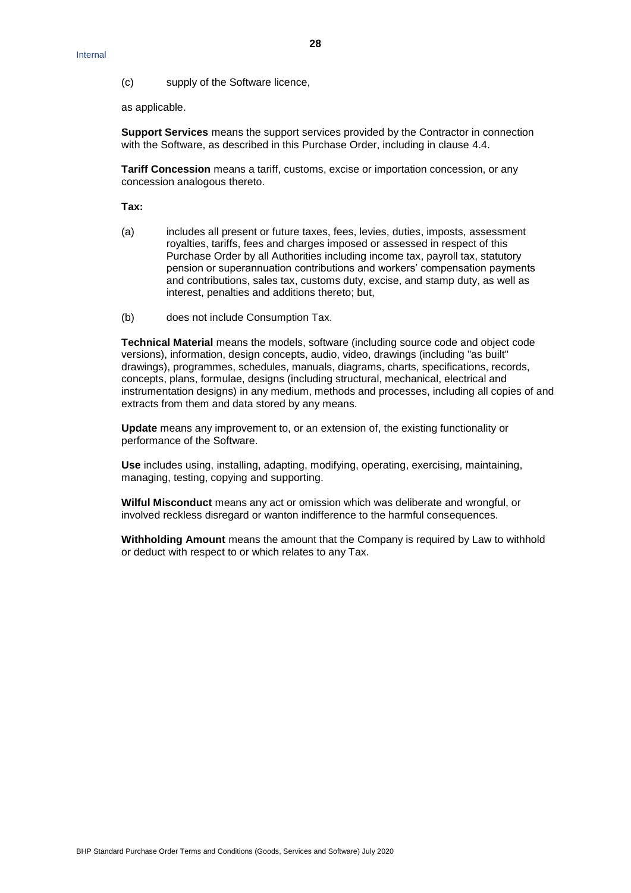(c) supply of the Software licence,

as applicable.

**Support Services** means the support services provided by the Contractor in connection with the Software, as described in this Purchase Order, including in clause 4.4.

**Tariff Concession** means a tariff, customs, excise or importation concession, or any concession analogous thereto.

**Tax:**

(a) includes all present or future taxes, fees, levies, duties, imposts, assessment royalties, tariffs, fees and charges imposed or assessed in respect of this Purchase Order by all Authorities including income tax, payroll tax, statutory pension or superannuation contributions and workers' compensation payments and contributions, sales tax, customs duty, excise, and stamp duty, as well as interest, penalties and additions thereto; but,

(b) does not include Consumption Tax.

**Technical Material** means the models, software (including source code and object code versions), information, design concepts, audio, video, drawings (including "as built" drawings), programmes, schedules, manuals, diagrams, charts, specifications, records, concepts, plans, formulae, designs (including structural, mechanical, electrical and instrumentation designs) in any medium, methods and processes, including all copies of and extracts from them and data stored by any means.

**Update** means any improvement to, or an extension of, the existing functionality or performance of the Software.

**Use** includes using, installing, adapting, modifying, operating, exercising, maintaining, managing, testing, copying and supporting.

**Wilful Misconduct** means any act or omission which was deliberate and wrongful, or involved reckless disregard or wanton indifference to the harmful consequences.

**Withholding Amount** means the amount that the Company is required by Law to withhold or deduct with respect to or which relates to any Tax.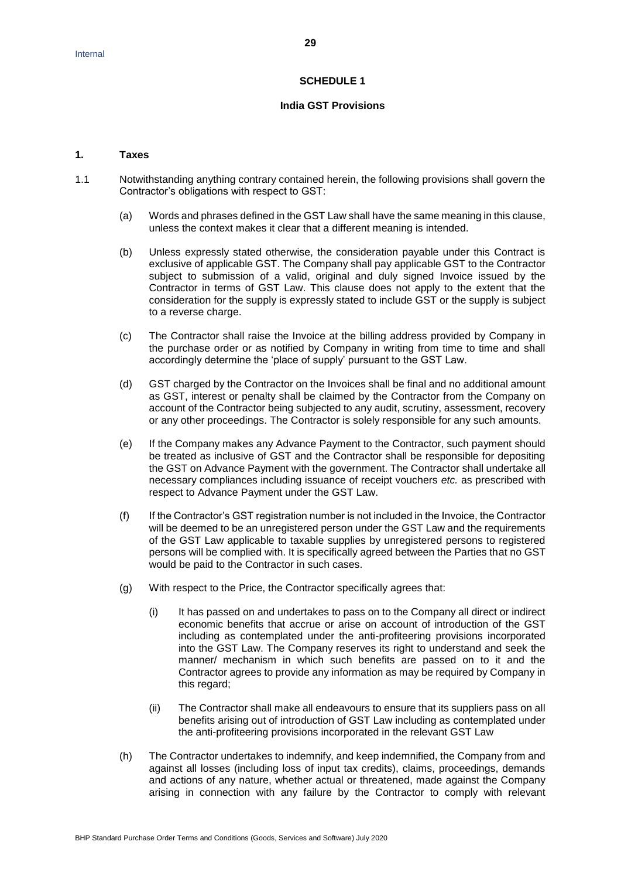## SCHEDULE 1

### India GST Provisions

**1. Taxes**

1.1 Notwithstanding anything contrary contained herein, the following provisions shall govern the Contractor's obligations with respect to GST:

(a) Words and phrases defined in the GST Law shall have the same meaning in this clause, unless the context makes it clear that a different meaning is intended.

(b) Unless expressly stated otherwise, the consideration payable under this Contract is exclusive of applicable GST. The Company shall pay applicable GST to the Contractor subject to submission of a valid, original and duly signed Invoice issued by the Contractor in terms of GST Law. This clause does not apply to the extent that the consideration for the supply is expressly stated to include GST or the supply is subject to a reverse charge.

(c) The Contractor shall raise the Invoice at the billing address provided by Company in the purchase order or as notified by Company in writing from time to time and shall accordingly determine the 'place of supply' pursuant to the GST Law.

(d) GST charged by the Contractor on the Invoices shall be final and no additional amount as GST, interest or penalty shall be claimed by the Contractor from the Company on account of the Contractor being subjected to any audit, scrutiny, assessment, recovery or any other proceedings. The Contractor is solely responsible for any such amounts.

(e) If the Company makes any Advance Payment to the Contractor, such payment should be treated as inclusive of GST and the Contractor shall be responsible for depositing the GST on Advance Payment with the government. The Contractor shall undertake all necessary compliances including issuance of receipt vouchers *etc.* as prescribed with respect to Advance Payment under the GST Law.

(f) If the Contractor's GST registration number is not included in the Invoice, the Contractor will be deemed to be an unregistered person under the GST Law and the requirements of the GST Law applicable to taxable supplies by unregistered persons to registered persons will be complied with. It is specifically agreed between the Parties that no GST would be paid to the Contractor in such cases.

(g) With respect to the Price, the Contractor specifically agrees that:

(i) It has passed on and undertakes to pass on to the Company all direct or indirect economic benefits that accrue or arise on account of introduction of the GST including as contemplated under the anti-profiteering provisions incorporated into the GST Law. The Company reserves its right to understand and seek the manner/ mechanism in which such benefits are passed on to it and the Contractor agrees to provide any information as may be required by Company in this regard;

(ii) The Contractor shall make all endeavours to ensure that its suppliers pass on all benefits arising out of introduction of GST Law including as contemplated under the anti-profiteering provisions incorporated in the relevant GST Law

(h) The Contractor undertakes to indemnify, and keep indemnified, the Company from and against all losses (including loss of input tax credits), claims, proceedings, demands and actions of any nature, whether actual or threatened, made against the Company arising in connection with any failure by the Contractor to comply with relevant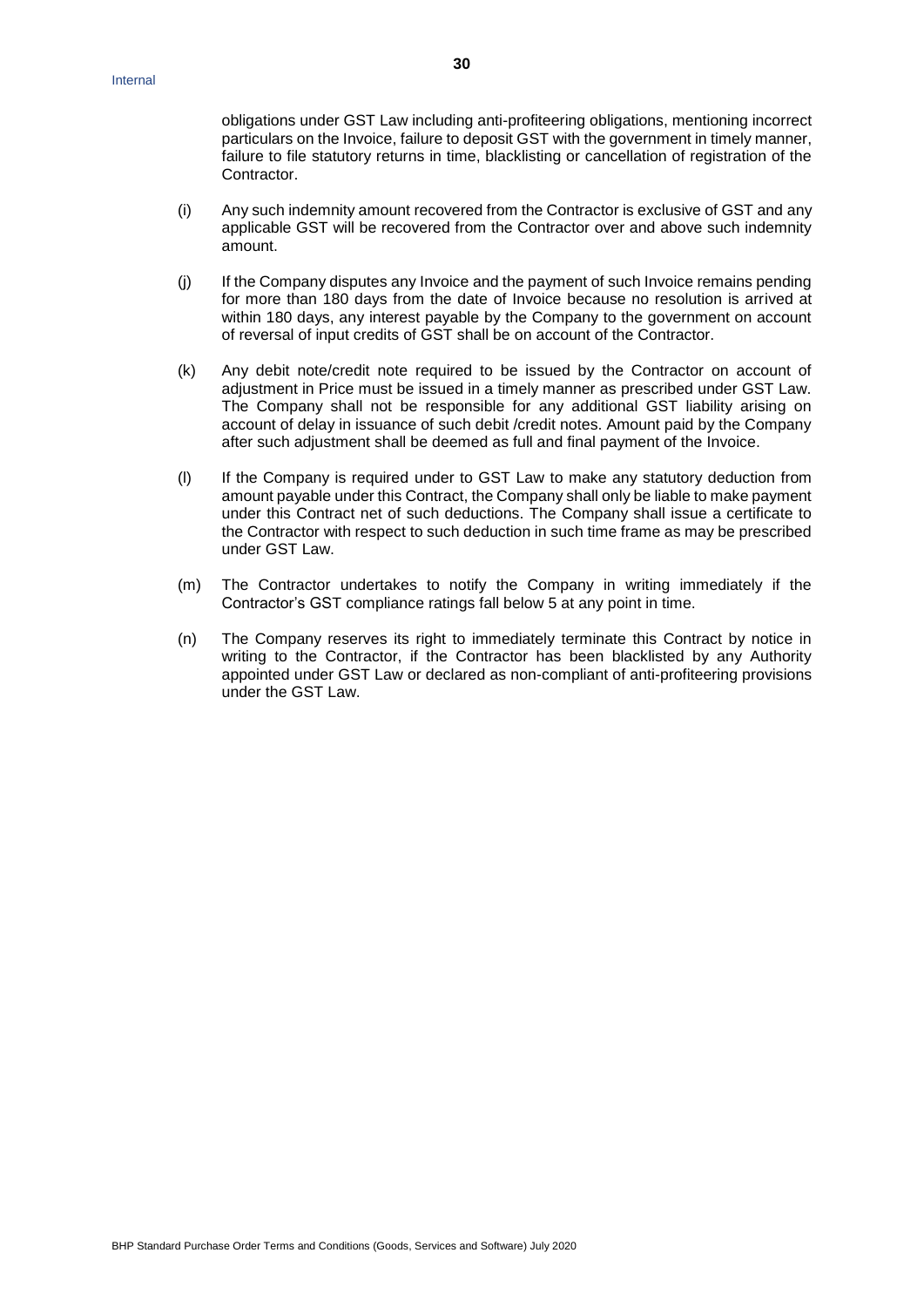obligations under GST Law including anti-profiteering obligations, mentioning incorrect particulars on the Invoice, failure to deposit GST with the government in timely manner, failure to file statutory returns in time, blacklisting or cancellation of registration of the Contractor.

(i) Any such indemnity amount recovered from the Contractor is exclusive of GST and any applicable GST will be recovered from the Contractor over and above such indemnity amount.

(j) If the Company disputes any Invoice and the payment of such Invoice remains pending for more than 180 days from the date of Invoice because no resolution is arrived at within 180 days, any interest payable by the Company to the government on account of reversal of input credits of GST shall be on account of the Contractor.

(k) Any debit note/credit note required to be issued by the Contractor on account of adjustment in Price must be issued in a timely manner as prescribed under GST Law. The Company shall not be responsible for any additional GST liability arising on account of delay in issuance of such debit /credit notes. Amount paid by the Company after such adjustment shall be deemed as full and final payment of the Invoice.

(l) If the Company is required under to GST Law to make any statutory deduction from amount payable under this Contract, the Company shall only be liable to make payment under this Contract net of such deductions. The Company shall issue a certificate to the Contractor with respect to such deduction in such time frame as may be prescribed under GST Law.

(m) The Contractor undertakes to notify the Company in writing immediately if the Contractor's GST compliance ratings fall below 5 at any point in time.

(n) The Company reserves its right to immediately terminate this Contract by notice in writing to the Contractor, if the Contractor has been blacklisted by any Authority appointed under GST Law or declared as non-compliant of anti-profiteering provisions under the GST Law.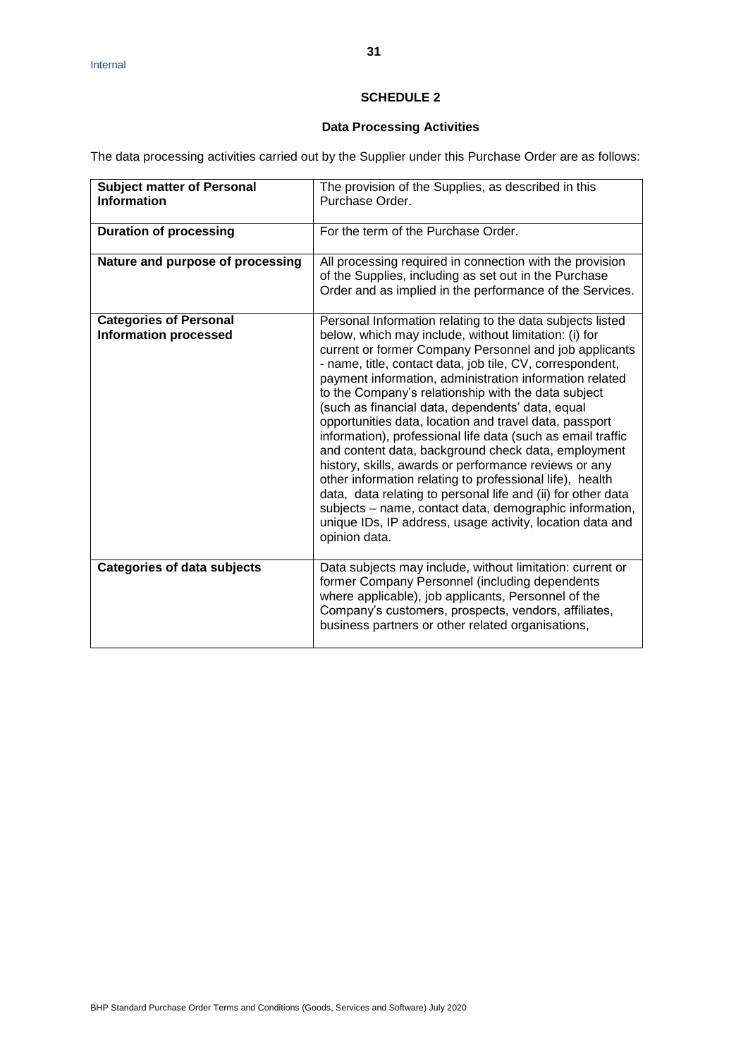## SCHEDULE 2

### Data Processing Activities

The data processing activities carried out by the Supplier under this Purchase Order are as follows:

| | |
|---|---|
| **Subject matter of Personal Information** | The provision of the Supplies, as described in this Purchase Order. |
| **Duration of processing** | For the term of the Purchase Order. |
| **Nature and purpose of processing** | All processing required in connection with the provision of the Supplies, including as set out in the Purchase Order and as implied in the performance of the Services. |
| **Categories of Personal Information processed** | Personal Information relating to the data subjects listed below, which may include, without limitation: (i) for current or former Company Personnel and job applicants - name, title, contact data, job tile, CV, correspondent, payment information, administration information related to the Company's relationship with the data subject (such as financial data, dependents' data, equal opportunities data, location and travel data, passport information), professional life data (such as email traffic and content data, background check data, employment history, skills, awards or performance reviews or any other information relating to professional life), health data, data relating to personal life and (ii) for other data subjects – name, contact data, demographic information, unique IDs, IP address, usage activity, location data and opinion data. |
| **Categories of data subjects** | Data subjects may include, without limitation: current or former Company Personnel (including dependents where applicable), job applicants, Personnel of the Company's customers, prospects, vendors, affiliates, business partners or other related organisations, |